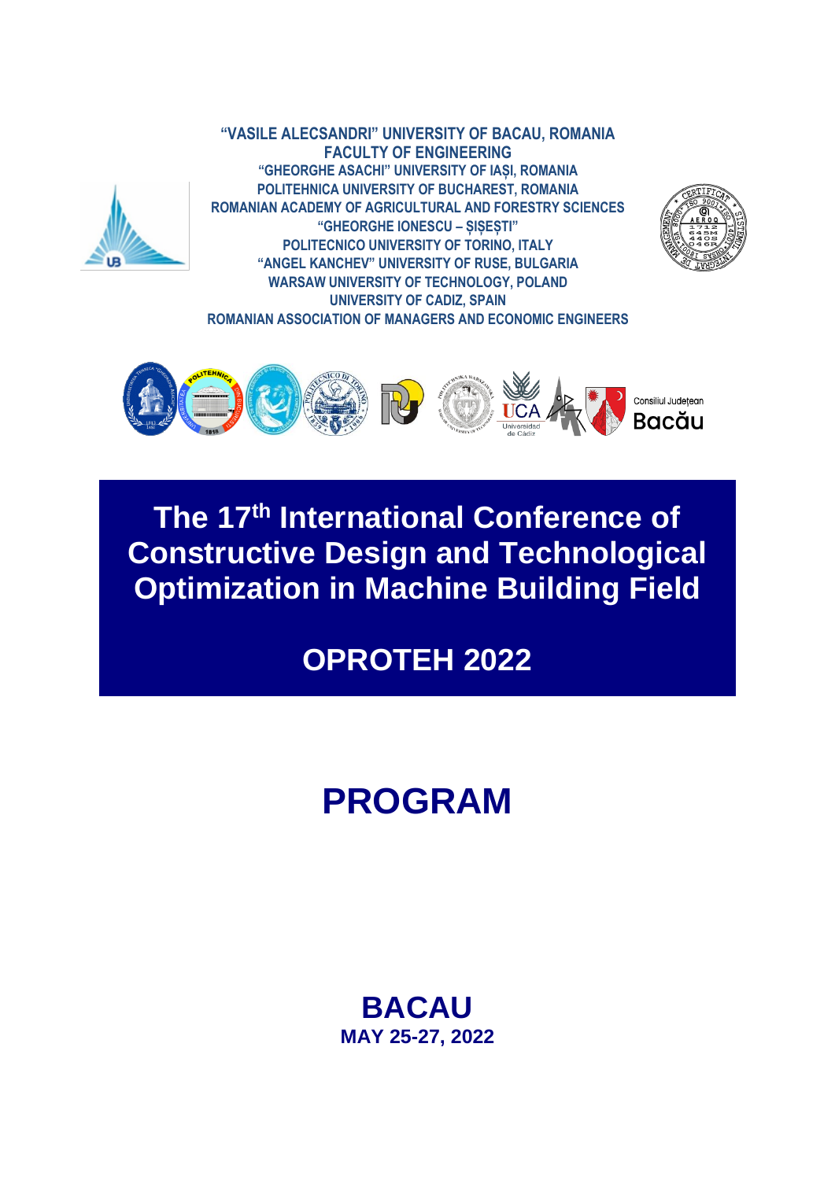**"VASILE ALECSANDRI" UNIVERSITY OF BACAU, ROMANIA**
**FACULTY OF ENGINEERING**
**"GHEORGHE ASACHI" UNIVERSITY OF IAȘI, ROMANIA**
**POLITEHNICA UNIVERSITY OF BUCHAREST, ROMANIA**
**ROMANIAN ACADEMY OF AGRICULTURAL AND FORESTRY SCIENCES**
**"GHEORGHE IONESCU – ȘIȘEȘTI"**
**POLITECNICO UNIVERSITY OF TORINO, ITALY**
**"ANGEL KANCHEV" UNIVERSITY OF RUSE, BULGARIA**
**WARSAW UNIVERSITY OF TECHNOLOGY, POLAND**
**UNIVERSITY OF CADIZ, SPAIN**
**ROMANIAN ASSOCIATION OF MANAGERS AND ECONOMIC ENGINEERS**

Consiliul Județean Bacău

# The 17th International Conference of Constructive Design and Technological Optimization in Machine Building Field

# OPROTEH 2022

# PROGRAM

## BACAU
**MAY 25-27, 2022**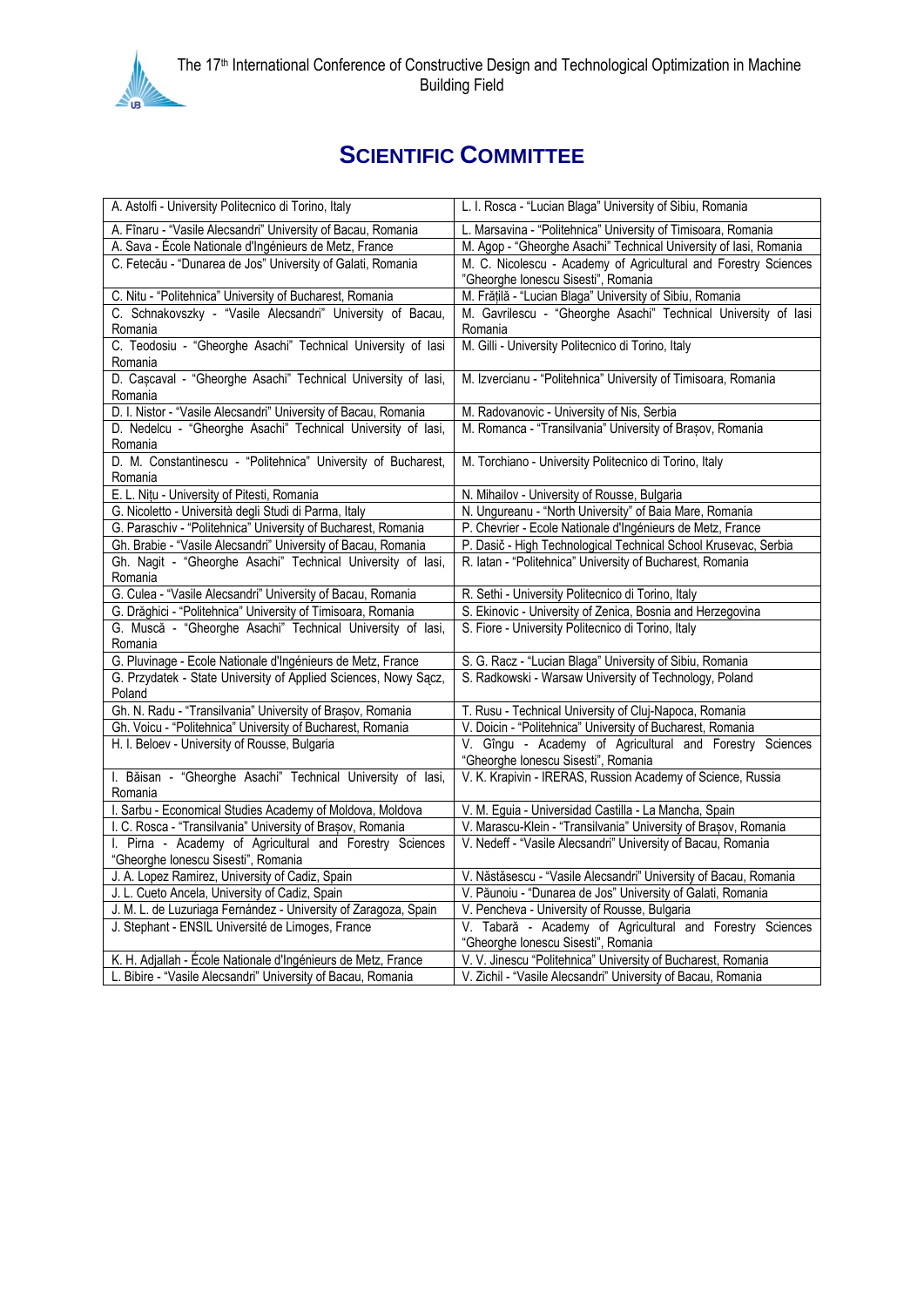## SCIENTIFIC COMMITTEE

| | |
|---|---|
| A. Astolfi - University Politecnico di Torino, Italy | L. I. Rosca - "Lucian Blaga" University of Sibiu, Romania |
| A. Fînaru - "Vasile Alecsandri" University of Bacau, Romania | L. Marsavina - "Politehnica" University of Timisoara, Romania |
| A. Sava - École Nationale d'Ingénieurs de Metz, France | M. Agop - "Gheorghe Asachi" Technical University of Iasi, Romania |
| C. Fetecău - "Dunarea de Jos" University of Galati, Romania | M. C. Nicolescu - Academy of Agricultural and Forestry Sciences "Gheorghe Ionescu Sisesti", Romania |
| C. Nitu - "Politehnica" University of Bucharest, Romania | M. Frățilă - "Lucian Blaga" University of Sibiu, Romania |
| C. Schnakovszky - "Vasile Alecsandri" University of Bacau, Romania | M. Gavrilescu - "Gheorghe Asachi" Technical University of Iasi Romania |
| C. Teodosiu - "Gheorghe Asachi" Technical University of Iasi Romania | M. Gilli - University Politecnico di Torino, Italy |
| D. Cașcaval - "Gheorghe Asachi" Technical University of Iasi, Romania | M. Izvercianu - "Politehnica" University of Timisoara, Romania |
| D. I. Nistor - "Vasile Alecsandri" University of Bacau, Romania | M. Radovanovic - University of Nis, Serbia |
| D. Nedelcu - "Gheorghe Asachi" Technical University of Iasi, Romania | M. Romanca - "Transilvania" University of Brașov, Romania |
| D. M. Constantinescu - "Politehnica" University of Bucharest, Romania | M. Torchiano - University Politecnico di Torino, Italy |
| E. L. Nițu - University of Pitesti, Romania | N. Mihailov - University of Rousse, Bulgaria |
| G. Nicoletto - Università degli Studi di Parma, Italy | N. Ungureanu - "North University" of Baia Mare, Romania |
| G. Paraschiv - "Politehnica" University of Bucharest, Romania | P. Chevrier - Ecole Nationale d'Ingénieurs de Metz, France |
| Gh. Brabie - "Vasile Alecsandri" University of Bacau, Romania | P. Dasič - High Technological Technical School Krusevac, Serbia |
| Gh. Nagit - "Gheorghe Asachi" Technical University of Iasi, Romania | R. Iatan - "Politehnica" University of Bucharest, Romania |
| G. Culea - "Vasile Alecsandri" University of Bacau, Romania | R. Sethi - University Politecnico di Torino, Italy |
| G. Drăghici - "Politehnica" University of Timisoara, Romania | S. Ekinovic - University of Zenica, Bosnia and Herzegovina |
| G. Muscă - "Gheorghe Asachi" Technical University of Iasi, Romania | S. Fiore - University Politecnico di Torino, Italy |
| G. Pluvinage - Ecole Nationale d'Ingénieurs de Metz, France | S. G. Racz - "Lucian Blaga" University of Sibiu, Romania |
| G. Przydatek - State University of Applied Sciences, Nowy Sącz, Poland | S. Radkowski - Warsaw University of Technology, Poland |
| Gh. N. Radu - "Transilvania" University of Brașov, Romania | T. Rusu - Technical University of Cluj-Napoca, Romania |
| Gh. Voicu - "Politehnica" University of Bucharest, Romania | V. Doicin - "Politehnica" University of Bucharest, Romania |
| H. I. Beloev - University of Rousse, Bulgaria | V. Gîngu - Academy of Agricultural and Forestry Sciences "Gheorghe Ionescu Sisesti", Romania |
| I. Băisan - "Gheorghe Asachi" Technical University of Iasi, Romania | V. K. Krapivin - IRERAS, Russion Academy of Science, Russia |
| I. Sarbu - Economical Studies Academy of Moldova, Moldova | V. M. Eguia - Universidad Castilla - La Mancha, Spain |
| I. C. Rosca - "Transilvania" University of Brașov, Romania | V. Marascu-Klein - "Transilvania" University of Brașov, Romania |
| I. Pirna - Academy of Agricultural and Forestry Sciences "Gheorghe Ionescu Sisesti", Romania | V. Nedeff - "Vasile Alecsandri" University of Bacau, Romania |
| J. A. Lopez Ramirez, University of Cadiz, Spain | V. Năstăsescu - "Vasile Alecsandri" University of Bacau, Romania |
| J. L. Cueto Ancela, University of Cadiz, Spain | V. Păunoiu - "Dunarea de Jos" University of Galati, Romania |
| J. M. L. de Luzuriaga Fernández - University of Zaragoza, Spain | V. Pencheva - University of Rousse, Bulgaria |
| J. Stephant - ENSIL Université de Limoges, France | V. Tabără - Academy of Agricultural and Forestry Sciences "Gheorghe Ionescu Sisesti", Romania |
| K. H. Adjallah - École Nationale d'Ingénieurs de Metz, France | V. V. Jinescu "Politehnica" University of Bucharest, Romania |
| L. Bibire - "Vasile Alecsandri" University of Bacau, Romania | V. Zichil - "Vasile Alecsandri" University of Bacau, Romania |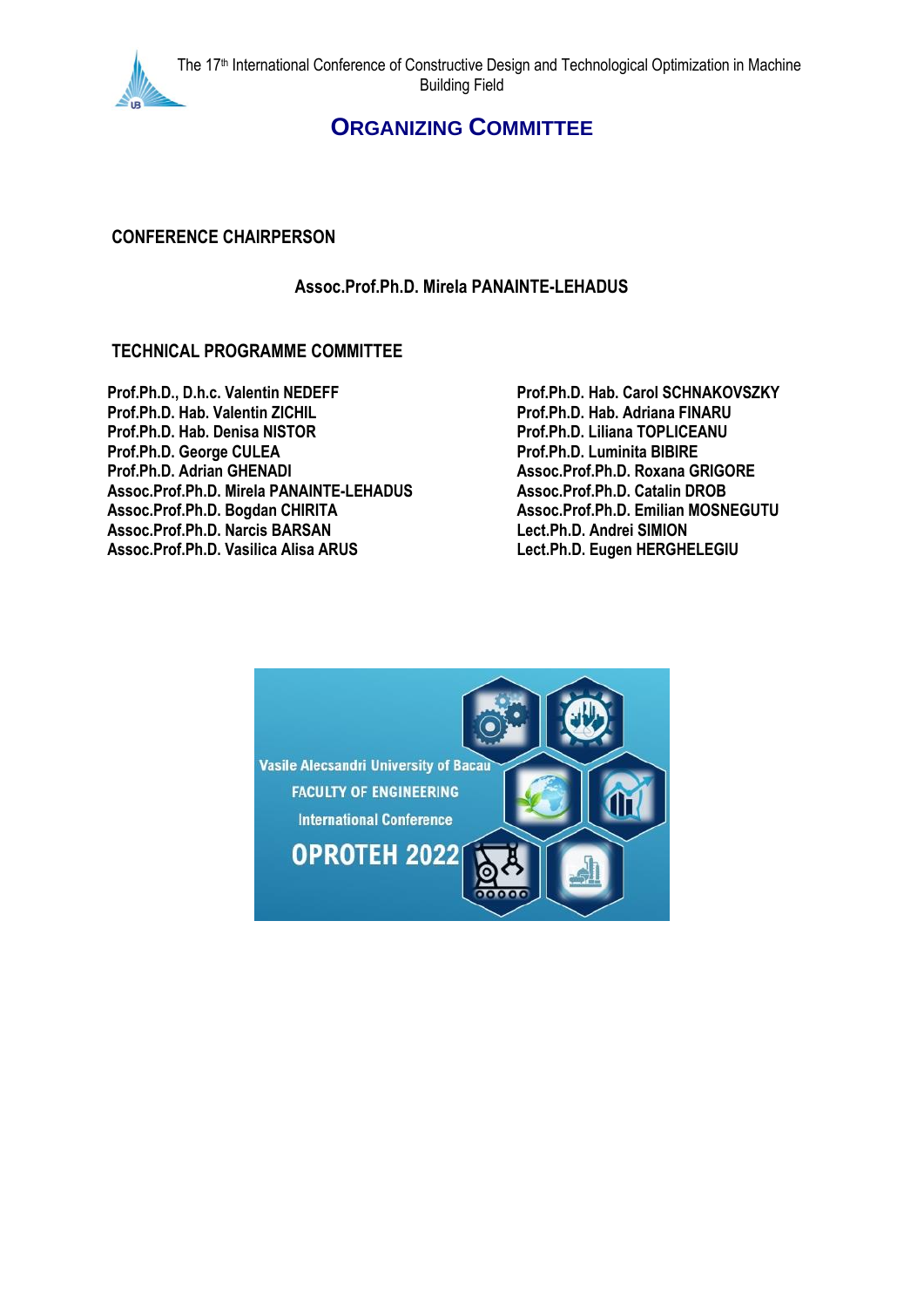# ORGANIZING COMMITTEE

## CONFERENCE CHAIRPERSON

**Assoc.Prof.Ph.D. Mirela PANAINTE-LEHADUS**

## TECHNICAL PROGRAMME COMMITTEE

**Prof.Ph.D., D.h.c. Valentin NEDEFF**
**Prof.Ph.D. Hab. Valentin ZICHIL**
**Prof.Ph.D. Hab. Denisa NISTOR**
**Prof.Ph.D. George CULEA**
**Prof.Ph.D. Adrian GHENADI**
**Assoc.Prof.Ph.D. Mirela PANAINTE-LEHADUS**
**Assoc.Prof.Ph.D. Bogdan CHIRITA**
**Assoc.Prof.Ph.D. Narcis BARSAN**
**Assoc.Prof.Ph.D. Vasilica Alisa ARUS**
**Prof.Ph.D. Hab. Carol SCHNAKOVSZKY**
**Prof.Ph.D. Hab. Adriana FINARU**
**Prof.Ph.D. Liliana TOPLICEANU**
**Prof.Ph.D. Luminita BIBIRE**
**Assoc.Prof.Ph.D. Roxana GRIGORE**
**Assoc.Prof.Ph.D. Catalin DROB**
**Assoc.Prof.Ph.D. Emilian MOSNEGUTU**
**Lect.Ph.D. Andrei SIMION**
**Lect.Ph.D. Eugen HERGHELEGIU**

Vasile Alecsandri University of Bacau
FACULTY OF ENGINEERING
International Conference
OPROTEH 2022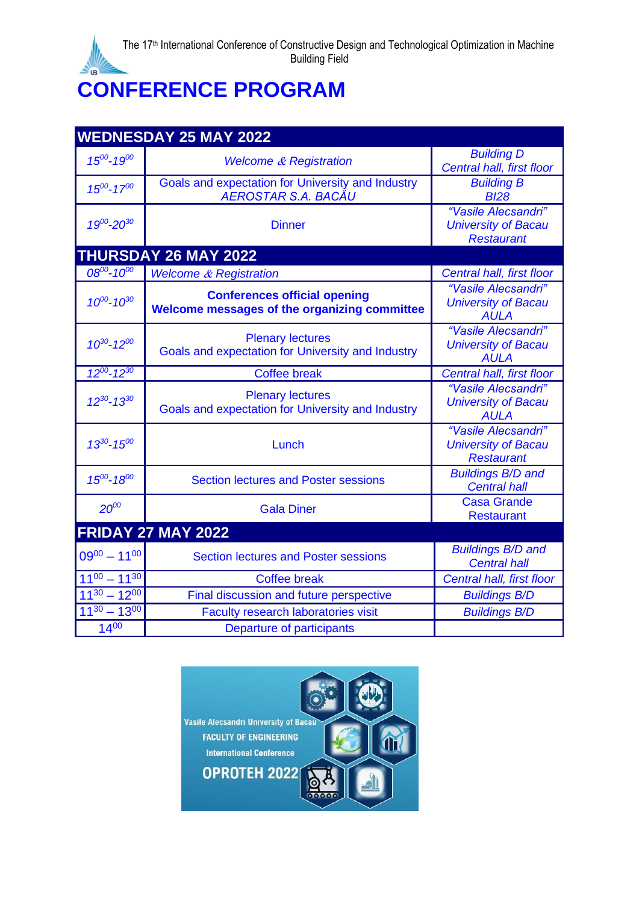The 17[th] International Conference of Constructive Design and Technological Optimization in Machine Building Field

# CONFERENCE PROGRAM

| WEDNESDAY 25 MAY 2022 | | |
|---|---|---|
| *$15^{00}$-$19^{00}$* | *Welcome & Registration* | *Building D Central hall, first floor* |
| *$15^{00}$-$17^{00}$* | Goals and expectation for University and Industry *AEROSTAR S.A. BACĂU* | *Building B BI28* |
| *$19^{00}$-$20^{30}$* | Dinner | *"Vasile Alecsandri" University of Bacau Restaurant* |
| **THURSDAY 26 MAY 2022** | | |
| *$08^{00}$-$10^{00}$* | *Welcome & Registration* | *Central hall, first floor* |
| *$10^{00}$-$10^{30}$* | **Conferences official opening Welcome messages of the organizing committee** | *"Vasile Alecsandri" University of Bacau AULA* |
| *$10^{30}$-$12^{00}$* | Plenary lectures Goals and expectation for University and Industry | *"Vasile Alecsandri" University of Bacau AULA* |
| *$12^{00}$-$12^{30}$* | Coffee break | *Central hall, first floor* |
| *$12^{30}$-$13^{30}$* | Plenary lectures Goals and expectation for University and Industry | *"Vasile Alecsandri" University of Bacau AULA* |
| *$13^{30}$-$15^{00}$* | Lunch | *"Vasile Alecsandri" University of Bacau Restaurant* |
| *$15^{00}$-$18^{00}$* | Section lectures and Poster sessions | *Buildings B/D and Central hall* |
| *$20^{00}$* | Gala Diner | Casa Grande Restaurant |
| **FRIDAY 27 MAY 2022** | | |
| $09^{00}$ – $11^{00}$ | Section lectures and Poster sessions | *Buildings B/D and Central hall* |
| $11^{00}$ – $11^{30}$ | Coffee break | *Central hall, first floor* |
| $11^{30}$ – $12^{00}$ | Final discussion and future perspective | *Buildings B/D* |
| $11^{30}$ – $13^{00}$ | Faculty research laboratories visit | *Buildings B/D* |
| $14^{00}$ | Departure of participants | |

Vasile Alecsandri University of Bacau
FACULTY OF ENGINEERING
International Conference
OPROTEH 2022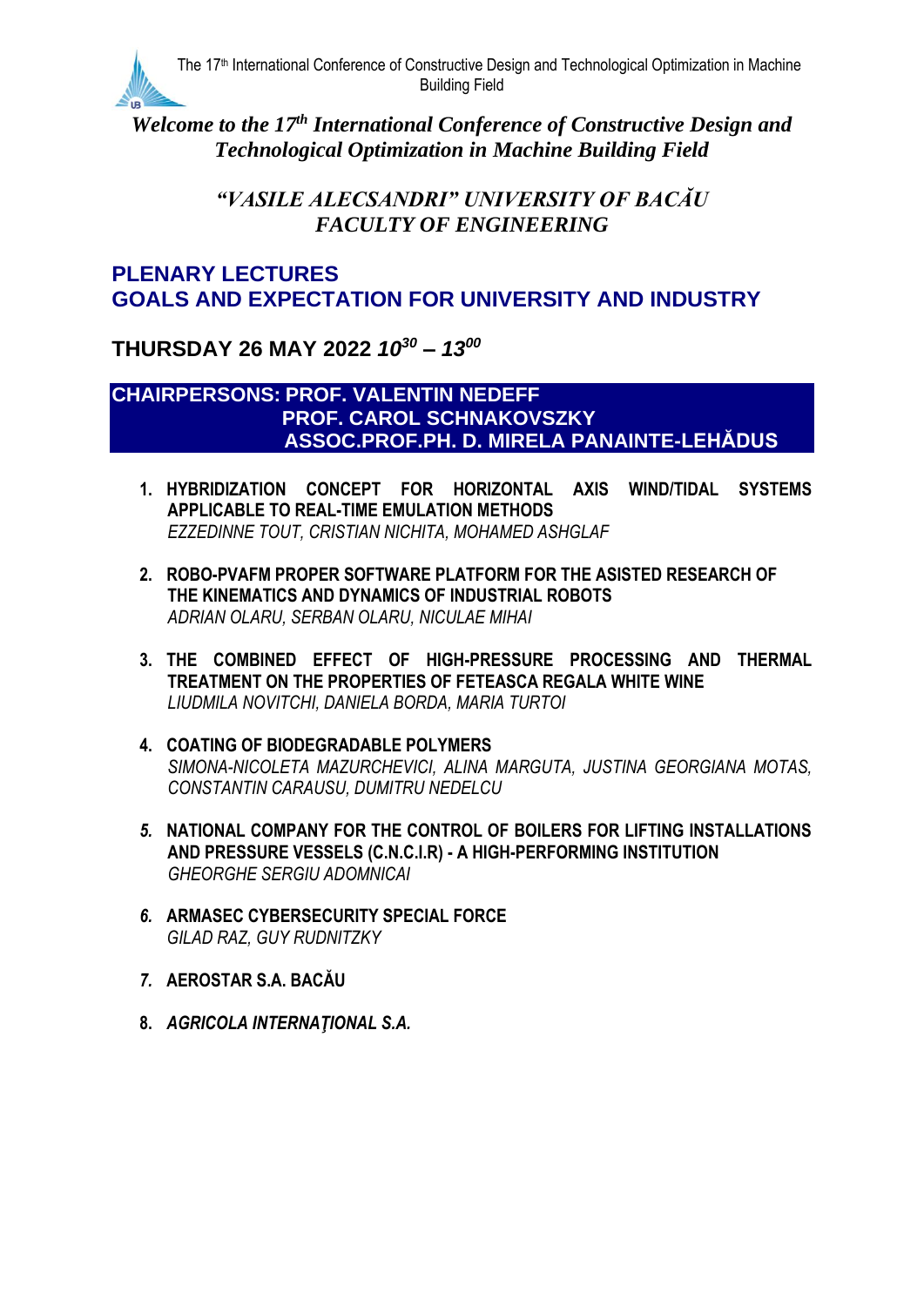# *Welcome to the 17th International Conference of Constructive Design and Technological Optimization in Machine Building Field*

## *"VASILE ALECSANDRI" UNIVERSITY OF BACĂU FACULTY OF ENGINEERING*

## PLENARY LECTURES
## GOALS AND EXPECTATION FOR UNIVERSITY AND INDUSTRY

### THURSDAY 26 MAY 2022 *$10^{30}$ – $13^{00}$*

**CHAIRPERSONS: PROF. VALENTIN NEDEFF**
**PROF. CAROL SCHNAKOVSZKY**
**ASSOC.PROF.PH. D. MIRELA PANAINTE-LEHĂDUS**

1. **HYBRIDIZATION CONCEPT FOR HORIZONTAL AXIS WIND/TIDAL SYSTEMS APPLICABLE TO REAL-TIME EMULATION METHODS**
   *EZZEDINNE TOUT, CRISTIAN NICHITA, MOHAMED ASHGLAF*

2. **ROBO-PVAFM PROPER SOFTWARE PLATFORM FOR THE ASISTED RESEARCH OF THE KINEMATICS AND DYNAMICS OF INDUSTRIAL ROBOTS**
   *ADRIAN OLARU, SERBAN OLARU, NICULAE MIHAI*

3. **THE COMBINED EFFECT OF HIGH-PRESSURE PROCESSING AND THERMAL TREATMENT ON THE PROPERTIES OF FETEASCA REGALA WHITE WINE**
   *LIUDMILA NOVITCHI, DANIELA BORDA, MARIA TURTOI*

4. **COATING OF BIODEGRADABLE POLYMERS**
   *SIMONA-NICOLETA MAZURCHEVICI, ALINA MARGUTA, JUSTINA GEORGIANA MOTAS, CONSTANTIN CARAUSU, DUMITRU NEDELCU*

5. **NATIONAL COMPANY FOR THE CONTROL OF BOILERS FOR LIFTING INSTALLATIONS AND PRESSURE VESSELS (C.N.C.I.R) - A HIGH-PERFORMING INSTITUTION**
   *GHEORGHE SERGIU ADOMNICAI*

6. **ARMASEC CYBERSECURITY SPECIAL FORCE**
   *GILAD RAZ, GUY RUDNITZKY*

7. **AEROSTAR S.A. BACĂU**

8. ***AGRICOLA INTERNAŢIONAL S.A.***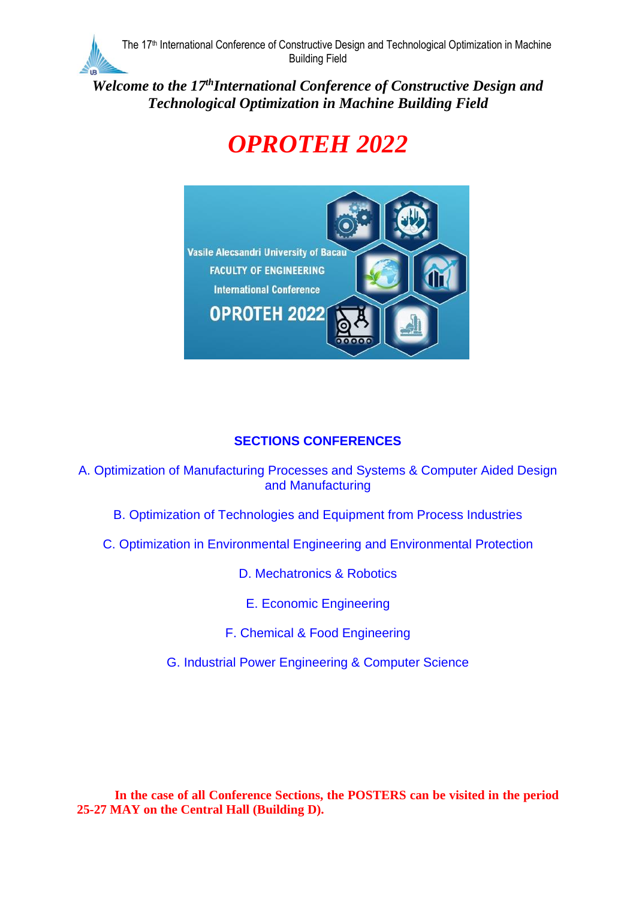*Welcome to the 17th International Conference of Constructive Design and Technological Optimization in Machine Building Field*

# OPROTEH 2022

## SECTIONS CONFERENCES

A. Optimization of Manufacturing Processes and Systems & Computer Aided Design and Manufacturing

B. Optimization of Technologies and Equipment from Process Industries

C. Optimization in Environmental Engineering and Environmental Protection

D. Mechatronics & Robotics

E. Economic Engineering

F. Chemical & Food Engineering

G. Industrial Power Engineering & Computer Science

**In the case of all Conference Sections, the POSTERS can be visited in the period 25-27 MAY on the Central Hall (Building D).**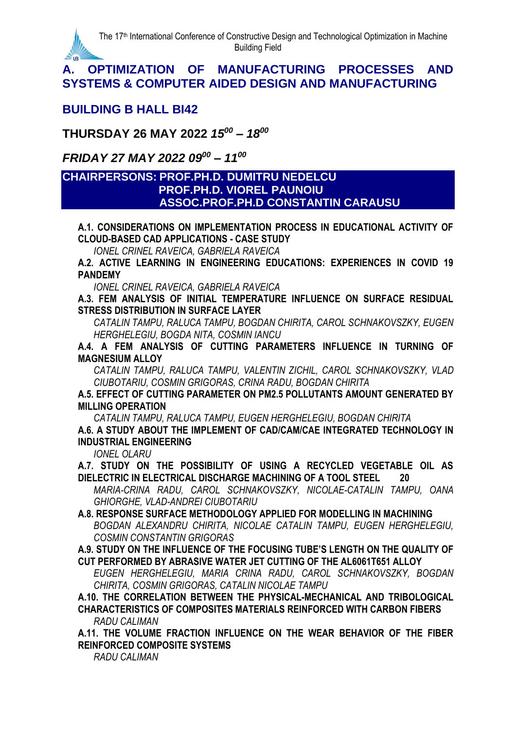# A. OPTIMIZATION OF MANUFACTURING PROCESSES AND SYSTEMS & COMPUTER AIDED DESIGN AND MANUFACTURING

## BUILDING B HALL BI42

### THURSDAY 26 MAY 2022 *15$^{00}$ – 18$^{00}$*

### *FRIDAY 27 MAY 2022 09$^{00}$ – 11$^{00}$*

**CHAIRPERSONS: PROF.PH.D. DUMITRU NEDELCU**
**PROF.PH.D. VIOREL PAUNOIU**
**ASSOC.PROF.PH.D CONSTANTIN CARAUSU**

**A.1. CONSIDERATIONS ON IMPLEMENTATION PROCESS IN EDUCATIONAL ACTIVITY OF CLOUD-BASED CAD APPLICATIONS - CASE STUDY**
*IONEL CRINEL RAVEICA, GABRIELA RAVEICA*

**A.2. ACTIVE LEARNING IN ENGINEERING EDUCATIONS: EXPERIENCES IN COVID 19 PANDEMY**
*IONEL CRINEL RAVEICA, GABRIELA RAVEICA*

**A.3. FEM ANALYSIS OF INITIAL TEMPERATURE INFLUENCE ON SURFACE RESIDUAL STRESS DISTRIBUTION IN SURFACE LAYER**
*CATALIN TAMPU, RALUCA TAMPU, BOGDAN CHIRITA, CAROL SCHNAKOVSZKY, EUGEN HERGHELEGIU, BOGDA NITA, COSMIN IANCU*

**A.4. A FEM ANALYSIS OF CUTTING PARAMETERS INFLUENCE IN TURNING OF MAGNESIUM ALLOY**
*CATALIN TAMPU, RALUCA TAMPU, VALENTIN ZICHIL, CAROL SCHNAKOVSZKY, VLAD CIUBOTARIU, COSMIN GRIGORAS, CRINA RADU, BOGDAN CHIRITA*

**A.5. EFFECT OF CUTTING PARAMETER ON PM2.5 POLLUTANTS AMOUNT GENERATED BY MILLING OPERATION**
*CATALIN TAMPU, RALUCA TAMPU, EUGEN HERGHELEGIU, BOGDAN CHIRITA*

**A.6. A STUDY ABOUT THE IMPLEMENT OF CAD/CAM/CAE INTEGRATED TECHNOLOGY IN INDUSTRIAL ENGINEERING**
*IONEL OLARU*

**A.7. STUDY ON THE POSSIBILITY OF USING A RECYCLED VEGETABLE OIL AS DIELECTRIC IN ELECTRICAL DISCHARGE MACHINING OF A TOOL STEEL 20**
*MARIA-CRINA RADU, CAROL SCHNAKOVSZKY, NICOLAE-CATALIN TAMPU, OANA GHIORGHE, VLAD-ANDREI CIUBOTARIU*

**A.8. RESPONSE SURFACE METHODOLOGY APPLIED FOR MODELLING IN MACHINING**
*BOGDAN ALEXANDRU CHIRITA, NICOLAE CATALIN TAMPU, EUGEN HERGHELEGIU, COSMIN CONSTANTIN GRIGORAS*

**A.9. STUDY ON THE INFLUENCE OF THE FOCUSING TUBE'S LENGTH ON THE QUALITY OF CUT PERFORMED BY ABRASIVE WATER JET CUTTING OF THE AL6061T651 ALLOY**
*EUGEN HERGHELEGIU, MARIA CRINA RADU, CAROL SCHNAKOVSZKY, BOGDAN CHIRITA, COSMIN GRIGORAS, CATALIN NICOLAE TAMPU*

**A.10. THE CORRELATION BETWEEN THE PHYSICAL-MECHANICAL AND TRIBOLOGICAL CHARACTERISTICS OF COMPOSITES MATERIALS REINFORCED WITH CARBON FIBERS**
*RADU CALIMAN*

**A.11. THE VOLUME FRACTION INFLUENCE ON THE WEAR BEHAVIOR OF THE FIBER REINFORCED COMPOSITE SYSTEMS**
*RADU CALIMAN*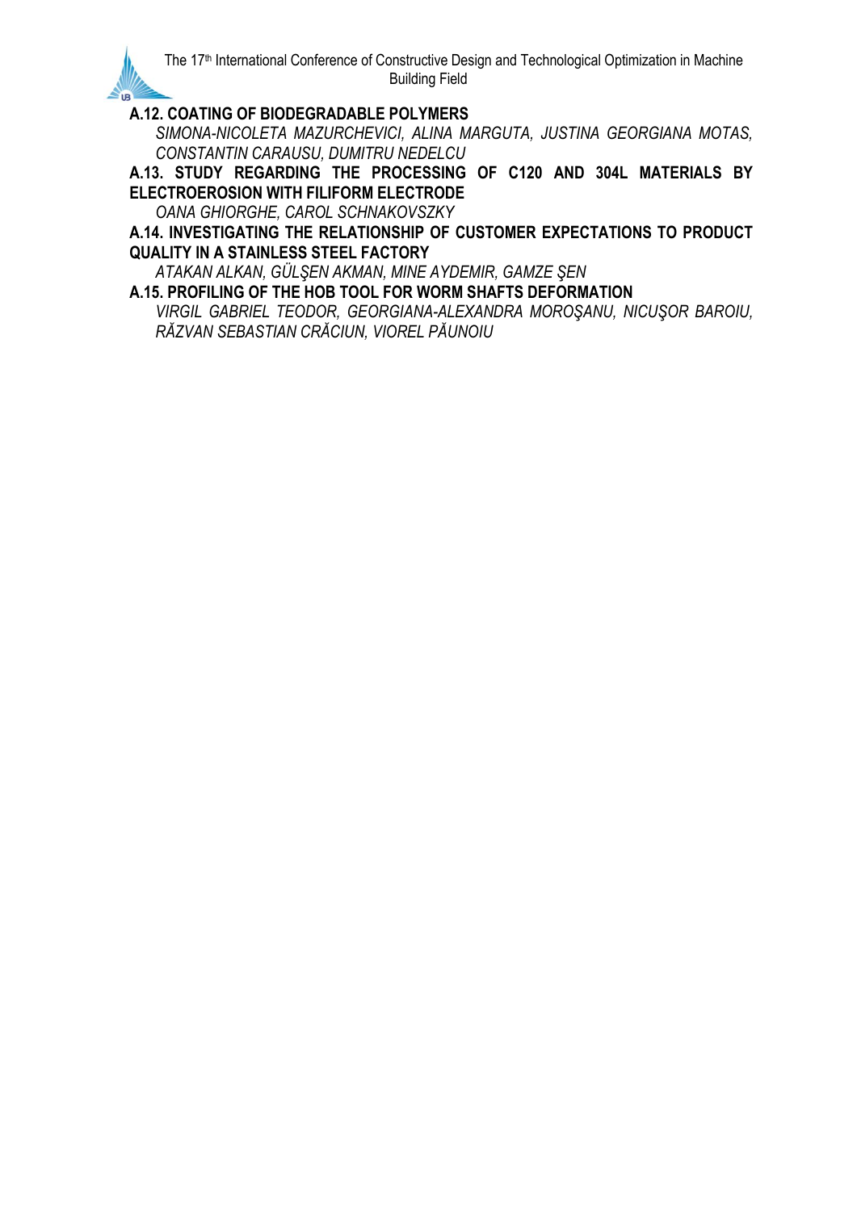**A.12. COATING OF BIODEGRADABLE POLYMERS**

*SIMONA-NICOLETA MAZURCHEVICI, ALINA MARGUTA, JUSTINA GEORGIANA MOTAS, CONSTANTIN CARAUSU, DUMITRU NEDELCU*

**A.13. STUDY REGARDING THE PROCESSING OF C120 AND 304L MATERIALS BY ELECTROEROSION WITH FILIFORM ELECTRODE**

*OANA GHIORGHE, CAROL SCHNAKOVSZKY*

**A.14. INVESTIGATING THE RELATIONSHIP OF CUSTOMER EXPECTATIONS TO PRODUCT QUALITY IN A STAINLESS STEEL FACTORY**

*ATAKAN ALKAN, GÜLŞEN AKMAN, MINE AYDEMIR, GAMZE ŞEN*

**A.15. PROFILING OF THE HOB TOOL FOR WORM SHAFTS DEFORMATION**

*VIRGIL GABRIEL TEODOR, GEORGIANA-ALEXANDRA MOROŞANU, NICUŞOR BAROIU, RĂZVAN SEBASTIAN CRĂCIUN, VIOREL PĂUNOIU*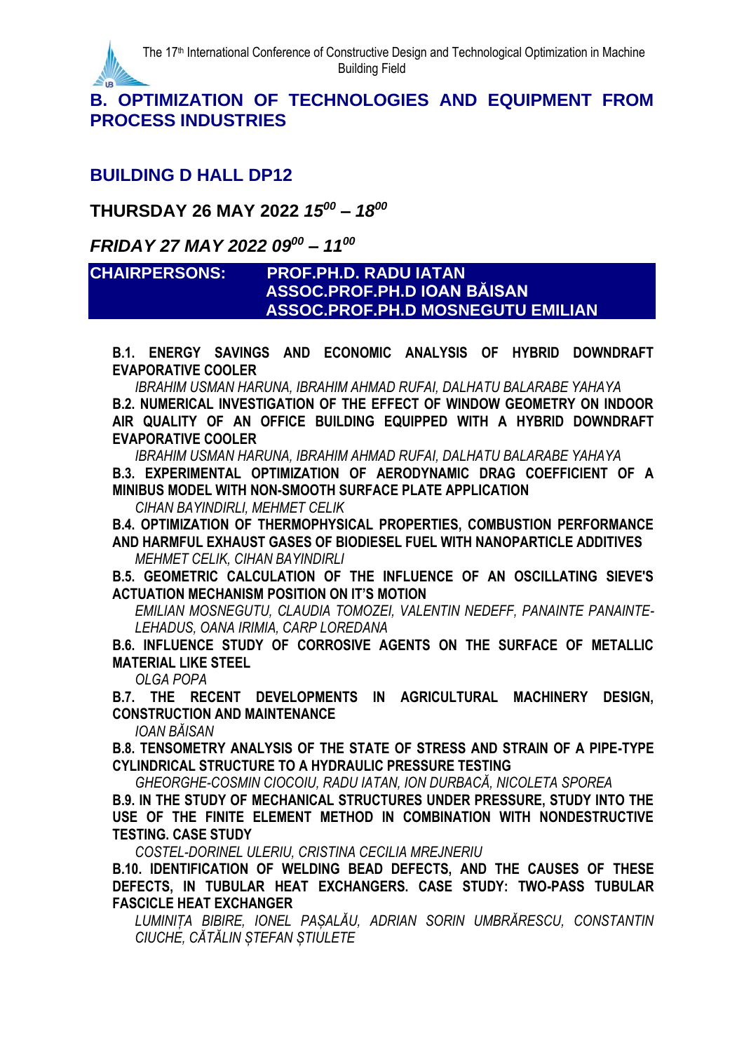## B. OPTIMIZATION OF TECHNOLOGIES AND EQUIPMENT FROM PROCESS INDUSTRIES

### BUILDING D HALL DP12

### THURSDAY 26 MAY 2022 *15$^{00}$ – 18$^{00}$*

### *FRIDAY 27 MAY 2022 09$^{00}$ – 11$^{00}$*

**CHAIRPERSONS:** **PROF.PH.D. RADU IATAN**
**ASSOC.PROF.PH.D IOAN BĂISAN**
**ASSOC.PROF.PH.D MOSNEGUTU EMILIAN**

**B.1. ENERGY SAVINGS AND ECONOMIC ANALYSIS OF HYBRID DOWNDRAFT EVAPORATIVE COOLER**
*IBRAHIM USMAN HARUNA, IBRAHIM AHMAD RUFAI, DALHATU BALARABE YAHAYA*

**B.2. NUMERICAL INVESTIGATION OF THE EFFECT OF WINDOW GEOMETRY ON INDOOR AIR QUALITY OF AN OFFICE BUILDING EQUIPPED WITH A HYBRID DOWNDRAFT EVAPORATIVE COOLER**
*IBRAHIM USMAN HARUNA, IBRAHIM AHMAD RUFAI, DALHATU BALARABE YAHAYA*

**B.3. EXPERIMENTAL OPTIMIZATION OF AERODYNAMIC DRAG COEFFICIENT OF A MINIBUS MODEL WITH NON-SMOOTH SURFACE PLATE APPLICATION**
*CIHAN BAYINDIRLI, MEHMET CELIK*

**B.4. OPTIMIZATION OF THERMOPHYSICAL PROPERTIES, COMBUSTION PERFORMANCE AND HARMFUL EXHAUST GASES OF BIODIESEL FUEL WITH NANOPARTICLE ADDITIVES**
*MEHMET CELIK, CIHAN BAYINDIRLI*

**B.5. GEOMETRIC CALCULATION OF THE INFLUENCE OF AN OSCILLATING SIEVE'S ACTUATION MECHANISM POSITION ON IT'S MOTION**
*EMILIAN MOSNEGUTU, CLAUDIA TOMOZEI, VALENTIN NEDEFF, PANAINTE PANAINTE-LEHADUS, OANA IRIMIA, CARP LOREDANA*

**B.6. INFLUENCE STUDY OF CORROSIVE AGENTS ON THE SURFACE OF METALLIC MATERIAL LIKE STEEL**
*OLGA POPA*

**B.7. THE RECENT DEVELOPMENTS IN AGRICULTURAL MACHINERY DESIGN, CONSTRUCTION AND MAINTENANCE**
*IOAN BĂISAN*

**B.8. TENSOMETRY ANALYSIS OF THE STATE OF STRESS AND STRAIN OF A PIPE-TYPE CYLINDRICAL STRUCTURE TO A HYDRAULIC PRESSURE TESTING**
*GHEORGHE-COSMIN CIOCOIU, RADU IATAN, ION DURBACĂ, NICOLETA SPOREA*

**B.9. IN THE STUDY OF MECHANICAL STRUCTURES UNDER PRESSURE, STUDY INTO THE USE OF THE FINITE ELEMENT METHOD IN COMBINATION WITH NONDESTRUCTIVE TESTING. CASE STUDY**
*COSTEL-DORINEL ULERIU, CRISTINA CECILIA MREJNERIU*

**B.10. IDENTIFICATION OF WELDING BEAD DEFECTS, AND THE CAUSES OF THESE DEFECTS, IN TUBULAR HEAT EXCHANGERS. CASE STUDY: TWO-PASS TUBULAR FASCICLE HEAT EXCHANGER**
*LUMINIȚA BIBIRE, IONEL PAȘALĂU, ADRIAN SORIN UMBRĂRESCU, CONSTANTIN CIUCHE, CĂTĂLIN ȘTEFAN ȘTIULETE*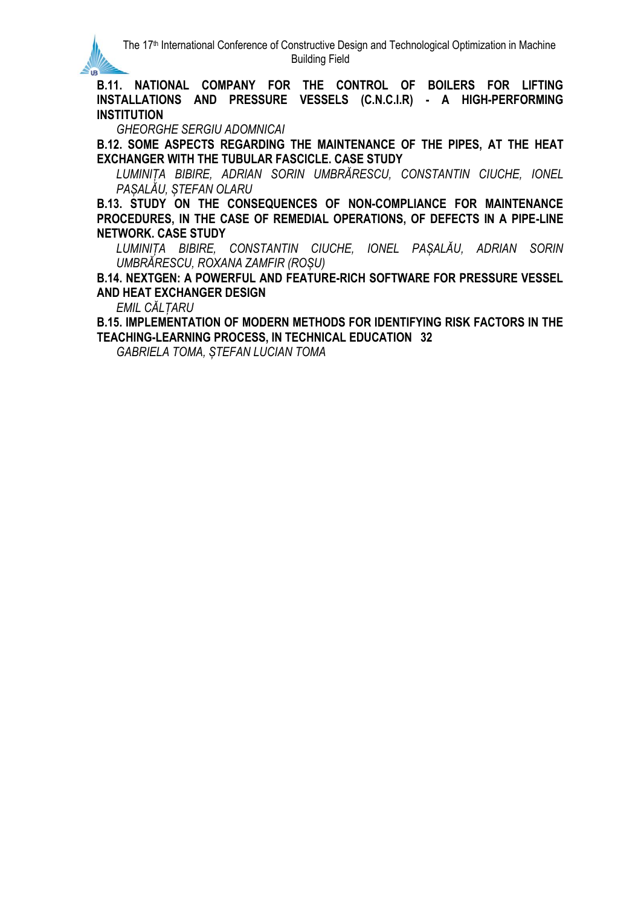**B.11. NATIONAL COMPANY FOR THE CONTROL OF BOILERS FOR LIFTING INSTALLATIONS AND PRESSURE VESSELS (C.N.C.I.R) - A HIGH-PERFORMING INSTITUTION**

*GHEORGHE SERGIU ADOMNICAI*

**B.12. SOME ASPECTS REGARDING THE MAINTENANCE OF THE PIPES, AT THE HEAT EXCHANGER WITH THE TUBULAR FASCICLE. CASE STUDY**

*LUMINIȚA BIBIRE, ADRIAN SORIN UMBRĂRESCU, CONSTANTIN CIUCHE, IONEL PAȘALĂU, ȘTEFAN OLARU*

**B.13. STUDY ON THE CONSEQUENCES OF NON-COMPLIANCE FOR MAINTENANCE PROCEDURES, IN THE CASE OF REMEDIAL OPERATIONS, OF DEFECTS IN A PIPE-LINE NETWORK. CASE STUDY**

*LUMINIȚA BIBIRE, CONSTANTIN CIUCHE, IONEL PAȘALĂU, ADRIAN SORIN UMBRĂRESCU, ROXANA ZAMFIR (ROȘU)*

**B.14. NEXTGEN: A POWERFUL AND FEATURE-RICH SOFTWARE FOR PRESSURE VESSEL AND HEAT EXCHANGER DESIGN**

*EMIL CĂLȚARU*

**B.15. IMPLEMENTATION OF MODERN METHODS FOR IDENTIFYING RISK FACTORS IN THE TEACHING-LEARNING PROCESS, IN TECHNICAL EDUCATION 32**

*GABRIELA TOMA, ȘTEFAN LUCIAN TOMA*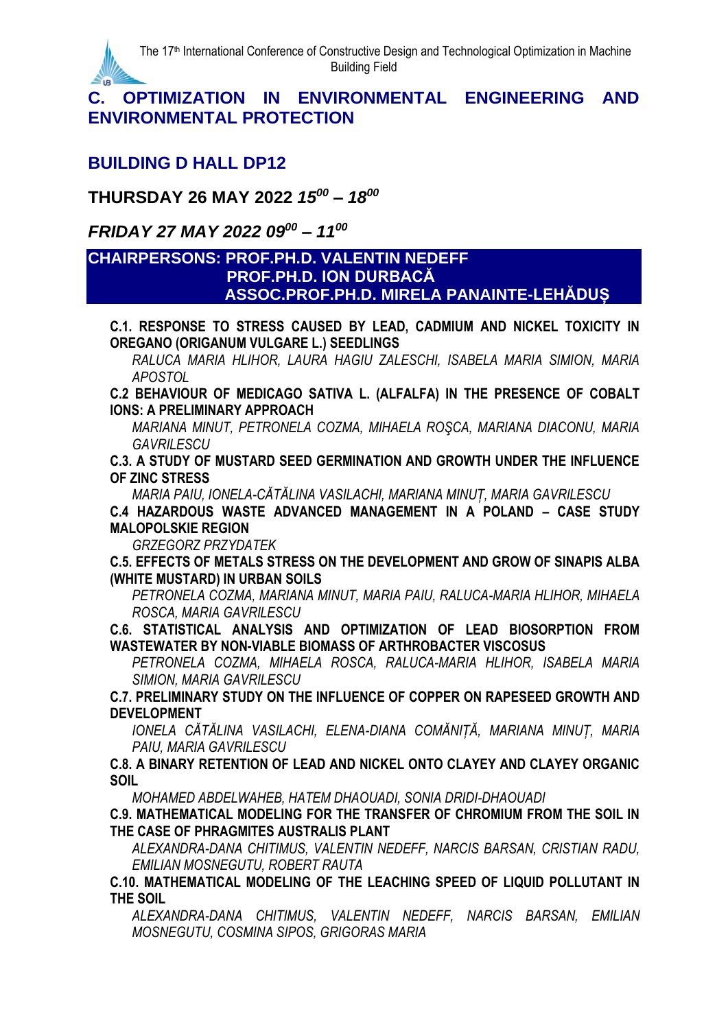## C. OPTIMIZATION IN ENVIRONMENTAL ENGINEERING AND ENVIRONMENTAL PROTECTION

### BUILDING D HALL DP12

### THURSDAY 26 MAY 2022 *15$^{00}$ – 18$^{00}$*

### *FRIDAY 27 MAY 2022 09$^{00}$ – 11$^{00}$*

**CHAIRPERSONS: PROF.PH.D. VALENTIN NEDEFF**
**PROF.PH.D. ION DURBACĂ**
**ASSOC.PROF.PH.D. MIRELA PANAINTE-LEHĂDUȘ**

**C.1. RESPONSE TO STRESS CAUSED BY LEAD, CADMIUM AND NICKEL TOXICITY IN OREGANO (ORIGANUM VULGARE L.) SEEDLINGS**
*RALUCA MARIA HLIHOR, LAURA HAGIU ZALESCHI, ISABELA MARIA SIMION, MARIA APOSTOL*

**C.2 BEHAVIOUR OF MEDICAGO SATIVA L. (ALFALFA) IN THE PRESENCE OF COBALT IONS: A PRELIMINARY APPROACH**
*MARIANA MINUT, PETRONELA COZMA, MIHAELA ROŞCA, MARIANA DIACONU, MARIA GAVRILESCU*

**C.3. A STUDY OF MUSTARD SEED GERMINATION AND GROWTH UNDER THE INFLUENCE OF ZINC STRESS**
*MARIA PAIU, IONELA-CĂTĂLINA VASILACHI, MARIANA MINUȚ, MARIA GAVRILESCU*

**C.4 HAZARDOUS WASTE ADVANCED MANAGEMENT IN A POLAND – CASE STUDY MALOPOLSKIE REGION**
*GRZEGORZ PRZYDATEK*

**C.5. EFFECTS OF METALS STRESS ON THE DEVELOPMENT AND GROW OF SINAPIS ALBA (WHITE MUSTARD) IN URBAN SOILS**
*PETRONELA COZMA, MARIANA MINUT, MARIA PAIU, RALUCA-MARIA HLIHOR, MIHAELA ROSCA, MARIA GAVRILESCU*

**C.6. STATISTICAL ANALYSIS AND OPTIMIZATION OF LEAD BIOSORPTION FROM WASTEWATER BY NON-VIABLE BIOMASS OF ARTHROBACTER VISCOSUS**
*PETRONELA COZMA, MIHAELA ROSCA, RALUCA-MARIA HLIHOR, ISABELA MARIA SIMION, MARIA GAVRILESCU*

**C.7. PRELIMINARY STUDY ON THE INFLUENCE OF COPPER ON RAPESEED GROWTH AND DEVELOPMENT**
*IONELA CĂTĂLINA VASILACHI, ELENA-DIANA COMĂNIȚĂ, MARIANA MINUȚ, MARIA PAIU, MARIA GAVRILESCU*

**C.8. A BINARY RETENTION OF LEAD AND NICKEL ONTO CLAYEY AND CLAYEY ORGANIC SOIL**
*MOHAMED ABDELWAHEB, HATEM DHAOUADI, SONIA DRIDI-DHAOUADI*

**C.9. MATHEMATICAL MODELING FOR THE TRANSFER OF CHROMIUM FROM THE SOIL IN THE CASE OF PHRAGMITES AUSTRALIS PLANT**
*ALEXANDRA-DANA CHITIMUS, VALENTIN NEDEFF, NARCIS BARSAN, CRISTIAN RADU, EMILIAN MOSNEGUTU, ROBERT RAUTA*

**C.10. MATHEMATICAL MODELING OF THE LEACHING SPEED OF LIQUID POLLUTANT IN THE SOIL**
*ALEXANDRA-DANA CHITIMUS, VALENTIN NEDEFF, NARCIS BARSAN, EMILIAN MOSNEGUTU, COSMINA SIPOS, GRIGORAS MARIA*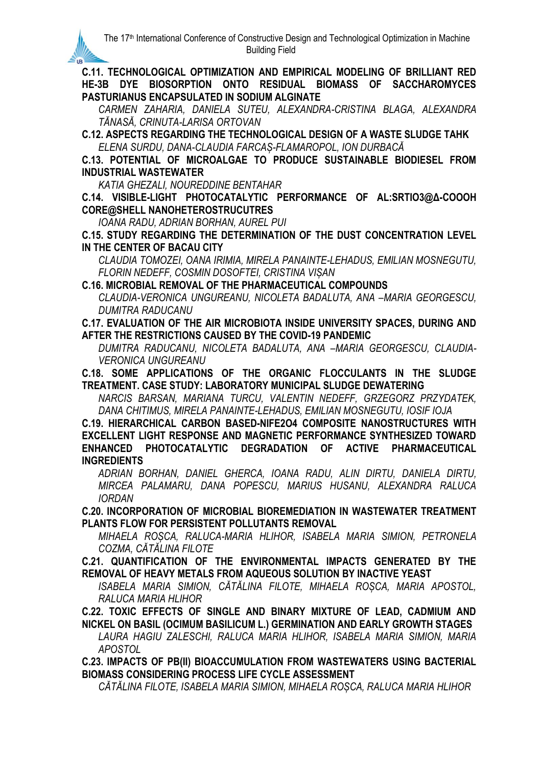**C.11. TECHNOLOGICAL OPTIMIZATION AND EMPIRICAL MODELING OF BRILLIANT RED HE-3B DYE BIOSORPTION ONTO RESIDUAL BIOMASS OF SACCHAROMYCES PASTURIANUS ENCAPSULATED IN SODIUM ALGINATE**

*CARMEN ZAHARIA, DANIELA SUTEU, ALEXANDRA-CRISTINA BLAGA, ALEXANDRA TĂNASĂ, CRINUTA-LARISA ORTOVAN*

**C.12. ASPECTS REGARDING THE TECHNOLOGICAL DESIGN OF A WASTE SLUDGE TAHK**

*ELENA SURDU, DANA-CLAUDIA FARCAȘ-FLAMAROPOL, ION DURBACĂ*

**C.13. POTENTIAL OF MICROALGAE TO PRODUCE SUSTAINABLE BIODIESEL FROM INDUSTRIAL WASTEWATER**

*KATIA GHEZALI, NOUREDDINE BENTAHAR*

**C.14. VISIBLE-LIGHT PHOTOCATALYTIC PERFORMANCE OF AL:SRTIO3@Δ-COOOH CORE@SHELL NANOHETEROSTRUCUTRES**

*IOANA RADU, ADRIAN BORHAN, AUREL PUI*

**C.15. STUDY REGARDING THE DETERMINATION OF THE DUST CONCENTRATION LEVEL IN THE CENTER OF BACAU CITY**

*CLAUDIA TOMOZEI, OANA IRIMIA, MIRELA PANAINTE-LEHADUS, EMILIAN MOSNEGUTU, FLORIN NEDEFF, COSMIN DOSOFTEI, CRISTINA VIȘAN*

**C.16. MICROBIAL REMOVAL OF THE PHARMACEUTICAL COMPOUNDS**

*CLAUDIA-VERONICA UNGUREANU, NICOLETA BADALUTA, ANA –MARIA GEORGESCU, DUMITRA RADUCANU*

**C.17. EVALUATION OF THE AIR MICROBIOTA INSIDE UNIVERSITY SPACES, DURING AND AFTER THE RESTRICTIONS CAUSED BY THE COVID-19 PANDEMIC**

*DUMITRA RADUCANU, NICOLETA BADALUTA, ANA –MARIA GEORGESCU, CLAUDIA-VERONICA UNGUREANU*

**C.18. SOME APPLICATIONS OF THE ORGANIC FLOCCULANTS IN THE SLUDGE TREATMENT. CASE STUDY: LABORATORY MUNICIPAL SLUDGE DEWATERING**

*NARCIS BARSAN, MARIANA TURCU, VALENTIN NEDEFF, GRZEGORZ PRZYDATEK, DANA CHITIMUS, MIRELA PANAINTE-LEHADUS, EMILIAN MOSNEGUTU, IOSIF IOJA*

**C.19. HIERARCHICAL CARBON BASED-NIFE2O4 COMPOSITE NANOSTRUCTURES WITH EXCELLENT LIGHT RESPONSE AND MAGNETIC PERFORMANCE SYNTHESIZED TOWARD ENHANCED PHOTOCATALYTIC DEGRADATION OF ACTIVE PHARMACEUTICAL INGREDIENTS**

*ADRIAN BORHAN, DANIEL GHERCA, IOANA RADU, ALIN DIRTU, DANIELA DIRTU, MIRCEA PALAMARU, DANA POPESCU, MARIUS HUSANU, ALEXANDRA RALUCA IORDAN*

**C.20. INCORPORATION OF MICROBIAL BIOREMEDIATION IN WASTEWATER TREATMENT PLANTS FLOW FOR PERSISTENT POLLUTANTS REMOVAL**

*MIHAELA ROȘCA, RALUCA-MARIA HLIHOR, ISABELA MARIA SIMION, PETRONELA COZMA, CĂTĂLINA FILOTE*

**C.21. QUANTIFICATION OF THE ENVIRONMENTAL IMPACTS GENERATED BY THE REMOVAL OF HEAVY METALS FROM AQUEOUS SOLUTION BY INACTIVE YEAST**

*ISABELA MARIA SIMION, CĂTĂLINA FILOTE, MIHAELA ROȘCA, MARIA APOSTOL, RALUCA MARIA HLIHOR*

**C.22. TOXIC EFFECTS OF SINGLE AND BINARY MIXTURE OF LEAD, CADMIUM AND NICKEL ON BASIL (OCIMUM BASILICUM L.) GERMINATION AND EARLY GROWTH STAGES**

*LAURA HAGIU ZALESCHI, RALUCA MARIA HLIHOR, ISABELA MARIA SIMION, MARIA APOSTOL*

**C.23. IMPACTS OF PB(II) BIOACCUMULATION FROM WASTEWATERS USING BACTERIAL BIOMASS CONSIDERING PROCESS LIFE CYCLE ASSESSMENT**

*CĂTĂLINA FILOTE, ISABELA MARIA SIMION, MIHAELA ROȘCA, RALUCA MARIA HLIHOR*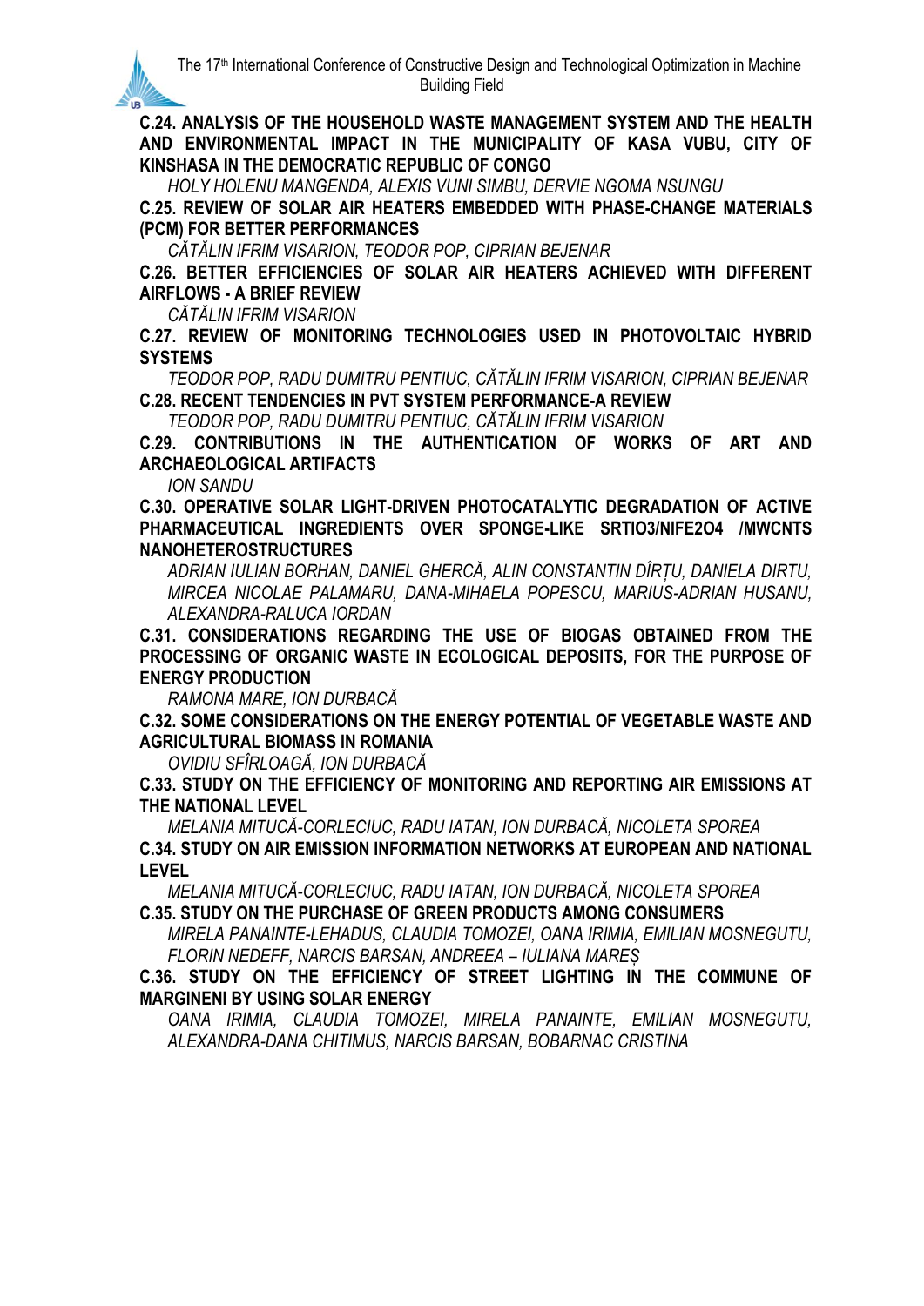**C.24. ANALYSIS OF THE HOUSEHOLD WASTE MANAGEMENT SYSTEM AND THE HEALTH AND ENVIRONMENTAL IMPACT IN THE MUNICIPALITY OF KASA VUBU, CITY OF KINSHASA IN THE DEMOCRATIC REPUBLIC OF CONGO**

*HOLY HOLENU MANGENDA, ALEXIS VUNI SIMBU, DERVIE NGOMA NSUNGU*

**C.25. REVIEW OF SOLAR AIR HEATERS EMBEDDED WITH PHASE-CHANGE MATERIALS (PCM) FOR BETTER PERFORMANCES**

*CĂTĂLIN IFRIM VISARION, TEODOR POP, CIPRIAN BEJENAR*

**C.26. BETTER EFFICIENCIES OF SOLAR AIR HEATERS ACHIEVED WITH DIFFERENT AIRFLOWS - A BRIEF REVIEW**

*CĂTĂLIN IFRIM VISARION*

**C.27. REVIEW OF MONITORING TECHNOLOGIES USED IN PHOTOVOLTAIC HYBRID SYSTEMS**

*TEODOR POP, RADU DUMITRU PENTIUC, CĂTĂLIN IFRIM VISARION, CIPRIAN BEJENAR*

**C.28. RECENT TENDENCIES IN PVT SYSTEM PERFORMANCE-A REVIEW**

*TEODOR POP, RADU DUMITRU PENTIUC, CĂTĂLIN IFRIM VISARION*

**C.29. CONTRIBUTIONS IN THE AUTHENTICATION OF WORKS OF ART AND ARCHAEOLOGICAL ARTIFACTS**

*ION SANDU*

**C.30. OPERATIVE SOLAR LIGHT-DRIVEN PHOTOCATALYTIC DEGRADATION OF ACTIVE PHARMACEUTICAL INGREDIENTS OVER SPONGE-LIKE SRTIO3/NIFE2O4 /MWCNTS NANOHETEROSTRUCTURES**

*ADRIAN IULIAN BORHAN, DANIEL GHERCĂ, ALIN CONSTANTIN DÎRȚU, DANIELA DIRTU, MIRCEA NICOLAE PALAMARU, DANA-MIHAELA POPESCU, MARIUS-ADRIAN HUSANU, ALEXANDRA-RALUCA IORDAN*

**C.31. CONSIDERATIONS REGARDING THE USE OF BIOGAS OBTAINED FROM THE PROCESSING OF ORGANIC WASTE IN ECOLOGICAL DEPOSITS, FOR THE PURPOSE OF ENERGY PRODUCTION**

*RAMONA MARE, ION DURBACĂ*

**C.32. SOME CONSIDERATIONS ON THE ENERGY POTENTIAL OF VEGETABLE WASTE AND AGRICULTURAL BIOMASS IN ROMANIA**

*OVIDIU SFÎRLOAGĂ, ION DURBACĂ*

**C.33. STUDY ON THE EFFICIENCY OF MONITORING AND REPORTING AIR EMISSIONS AT THE NATIONAL LEVEL**

*MELANIA MITUCĂ-CORLECIUC, RADU IATAN, ION DURBACĂ, NICOLETA SPOREA*

**C.34. STUDY ON AIR EMISSION INFORMATION NETWORKS AT EUROPEAN AND NATIONAL LEVEL**

*MELANIA MITUCĂ-CORLECIUC, RADU IATAN, ION DURBACĂ, NICOLETA SPOREA*

**C.35. STUDY ON THE PURCHASE OF GREEN PRODUCTS AMONG CONSUMERS**

*MIRELA PANAINTE-LEHADUS, CLAUDIA TOMOZEI, OANA IRIMIA, EMILIAN MOSNEGUTU, FLORIN NEDEFF, NARCIS BARSAN, ANDREEA – IULIANA MAREȘ*

**C.36. STUDY ON THE EFFICIENCY OF STREET LIGHTING IN THE COMMUNE OF MARGINENI BY USING SOLAR ENERGY**

*OANA IRIMIA, CLAUDIA TOMOZEI, MIRELA PANAINTE, EMILIAN MOSNEGUTU, ALEXANDRA-DANA CHITIMUS, NARCIS BARSAN, BOBARNAC CRISTINA*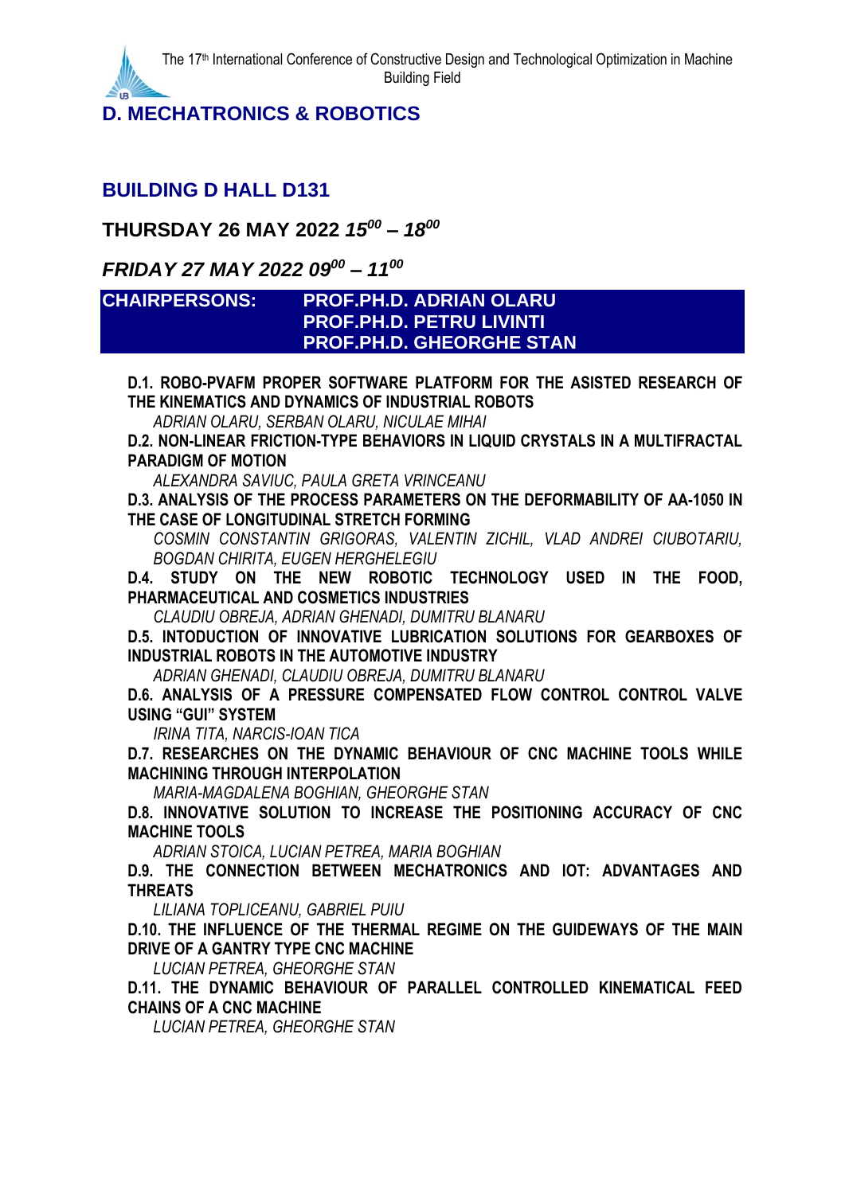## D. MECHATRONICS & ROBOTICS

### BUILDING D HALL D131

### THURSDAY 26 MAY 2022 *15$^{00}$ – 18$^{00}$*

### *FRIDAY 27 MAY 2022 09$^{00}$ – 11$^{00}$*

| **CHAIRPERSONS:** | **PROF.PH.D. ADRIAN OLARU**<br>**PROF.PH.D. PETRU LIVINTI**<br>**PROF.PH.D. GHEORGHE STAN** |
|---|---|

**D.1. ROBO-PVAFM PROPER SOFTWARE PLATFORM FOR THE ASISTED RESEARCH OF THE KINEMATICS AND DYNAMICS OF INDUSTRIAL ROBOTS**
*ADRIAN OLARU, SERBAN OLARU, NICULAE MIHAI*

**D.2. NON-LINEAR FRICTION-TYPE BEHAVIORS IN LIQUID CRYSTALS IN A MULTIFRACTAL PARADIGM OF MOTION**
*ALEXANDRA SAVIUC, PAULA GRETA VRINCEANU*

**D.3. ANALYSIS OF THE PROCESS PARAMETERS ON THE DEFORMABILITY OF AA-1050 IN THE CASE OF LONGITUDINAL STRETCH FORMING**
*COSMIN CONSTANTIN GRIGORAS, VALENTIN ZICHIL, VLAD ANDREI CIUBOTARIU, BOGDAN CHIRITA, EUGEN HERGHELEGIU*

**D.4. STUDY ON THE NEW ROBOTIC TECHNOLOGY USED IN THE FOOD, PHARMACEUTICAL AND COSMETICS INDUSTRIES**
*CLAUDIU OBREJA, ADRIAN GHENADI, DUMITRU BLANARU*

**D.5. INTODUCTION OF INNOVATIVE LUBRICATION SOLUTIONS FOR GEARBOXES OF INDUSTRIAL ROBOTS IN THE AUTOMOTIVE INDUSTRY**
*ADRIAN GHENADI, CLAUDIU OBREJA, DUMITRU BLANARU*

**D.6. ANALYSIS OF A PRESSURE COMPENSATED FLOW CONTROL CONTROL VALVE USING "GUI" SYSTEM**
*IRINA TITA, NARCIS-IOAN TICA*

**D.7. RESEARCHES ON THE DYNAMIC BEHAVIOUR OF CNC MACHINE TOOLS WHILE MACHINING THROUGH INTERPOLATION**
*MARIA-MAGDALENA BOGHIAN, GHEORGHE STAN*

**D.8. INNOVATIVE SOLUTION TO INCREASE THE POSITIONING ACCURACY OF CNC MACHINE TOOLS**
*ADRIAN STOICA, LUCIAN PETREA, MARIA BOGHIAN*

**D.9. THE CONNECTION BETWEEN MECHATRONICS AND IOT: ADVANTAGES AND THREATS**
*LILIANA TOPLICEANU, GABRIEL PUIU*

**D.10. THE INFLUENCE OF THE THERMAL REGIME ON THE GUIDEWAYS OF THE MAIN DRIVE OF A GANTRY TYPE CNC MACHINE**
*LUCIAN PETREA, GHEORGHE STAN*

**D.11. THE DYNAMIC BEHAVIOUR OF PARALLEL CONTROLLED KINEMATICAL FEED CHAINS OF A CNC MACHINE**
*LUCIAN PETREA, GHEORGHE STAN*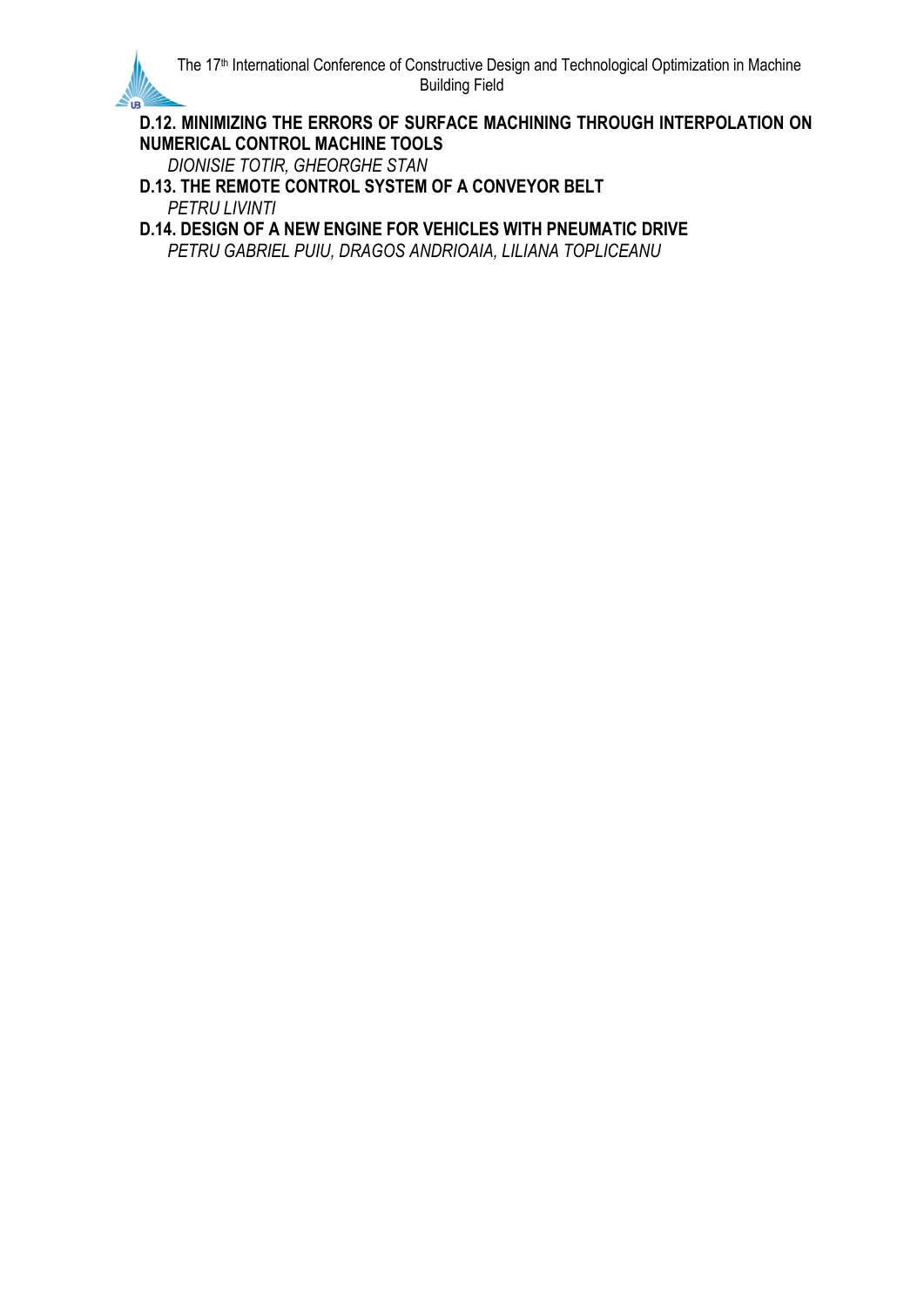**D.12. MINIMIZING THE ERRORS OF SURFACE MACHINING THROUGH INTERPOLATION ON NUMERICAL CONTROL MACHINE TOOLS**

*DIONISIE TOTIR, GHEORGHE STAN*

**D.13. THE REMOTE CONTROL SYSTEM OF A CONVEYOR BELT**

*PETRU LIVINTI*

**D.14. DESIGN OF A NEW ENGINE FOR VEHICLES WITH PNEUMATIC DRIVE**

*PETRU GABRIEL PUIU, DRAGOS ANDRIOAIA, LILIANA TOPLICEANU*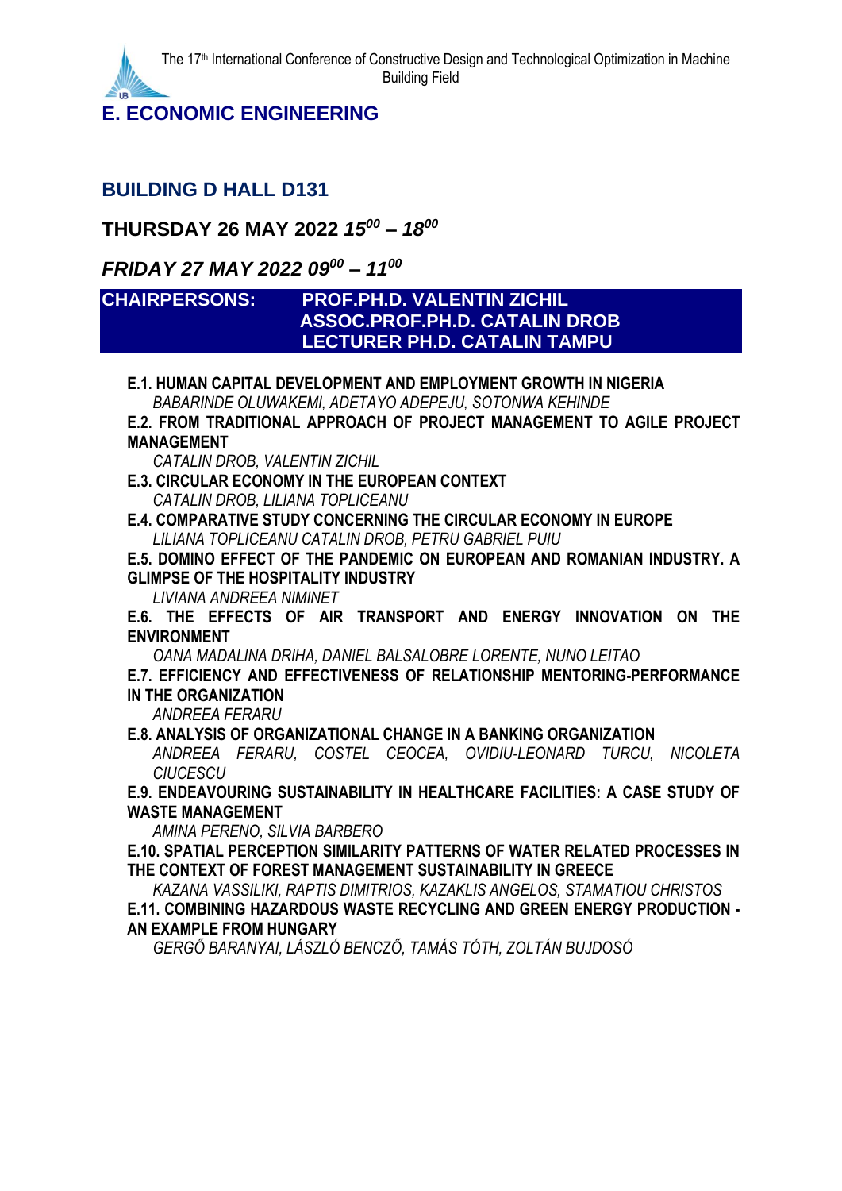# E. ECONOMIC ENGINEERING

## BUILDING D HALL D131

### THURSDAY 26 MAY 2022 *$15^{00}$ – $18^{00}$*

### *FRIDAY 27 MAY 2022 $09^{00}$ – $11^{00}$*

**CHAIRPERSONS:** **PROF.PH.D. VALENTIN ZICHIL**
**ASSOC.PROF.PH.D. CATALIN DROB**
**LECTURER PH.D. CATALIN TAMPU**

**E.1. HUMAN CAPITAL DEVELOPMENT AND EMPLOYMENT GROWTH IN NIGERIA**
*BABARINDE OLUWAKEMI, ADETAYO ADEPEJU, SOTONWA KEHINDE*

**E.2. FROM TRADITIONAL APPROACH OF PROJECT MANAGEMENT TO AGILE PROJECT MANAGEMENT**
*CATALIN DROB, VALENTIN ZICHIL*

**E.3. CIRCULAR ECONOMY IN THE EUROPEAN CONTEXT**
*CATALIN DROB, LILIANA TOPLICEANU*

**E.4. COMPARATIVE STUDY CONCERNING THE CIRCULAR ECONOMY IN EUROPE**
*LILIANA TOPLICEANU CATALIN DROB, PETRU GABRIEL PUIU*

**E.5. DOMINO EFFECT OF THE PANDEMIC ON EUROPEAN AND ROMANIAN INDUSTRY. A GLIMPSE OF THE HOSPITALITY INDUSTRY**
*LIVIANA ANDREEA NIMINET*

**E.6. THE EFFECTS OF AIR TRANSPORT AND ENERGY INNOVATION ON THE ENVIRONMENT**
*OANA MADALINA DRIHA, DANIEL BALSALOBRE LORENTE, NUNO LEITAO*

**E.7. EFFICIENCY AND EFFECTIVENESS OF RELATIONSHIP MENTORING-PERFORMANCE IN THE ORGANIZATION**
*ANDREEA FERARU*

**E.8. ANALYSIS OF ORGANIZATIONAL CHANGE IN A BANKING ORGANIZATION**
*ANDREEA FERARU, COSTEL CEOCEA, OVIDIU-LEONARD TURCU, NICOLETA CIUCESCU*

**E.9. ENDEAVOURING SUSTAINABILITY IN HEALTHCARE FACILITIES: A CASE STUDY OF WASTE MANAGEMENT**
*AMINA PERENO, SILVIA BARBERO*

**E.10. SPATIAL PERCEPTION SIMILARITY PATTERNS OF WATER RELATED PROCESSES IN THE CONTEXT OF FOREST MANAGEMENT SUSTAINABILITY IN GREECE**
*KAZANA VASSILIKI, RAPTIS DIMITRIOS, KAZAKLIS ANGELOS, STAMATIOU CHRISTOS*

**E.11. COMBINING HAZARDOUS WASTE RECYCLING AND GREEN ENERGY PRODUCTION - AN EXAMPLE FROM HUNGARY**
*GERGŐ BARANYAI, LÁSZLÓ BENCZŐ, TAMÁS TÓTH, ZOLTÁN BUJDOSÓ*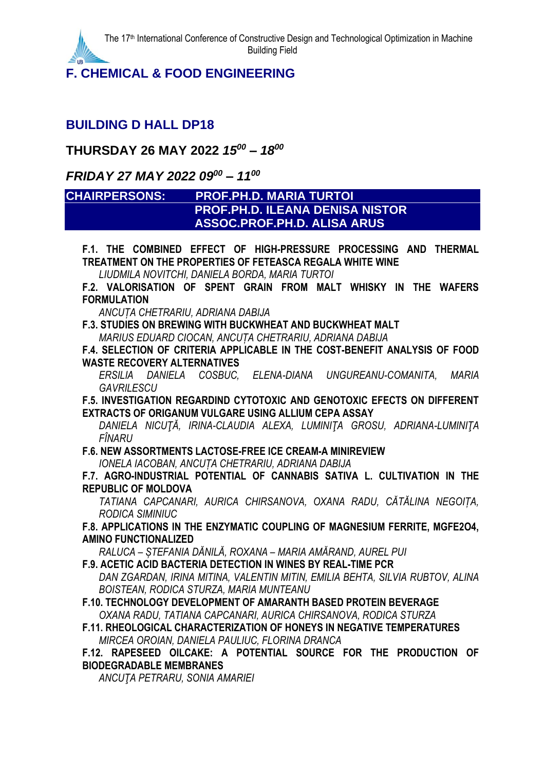## F. CHEMICAL & FOOD ENGINEERING

### BUILDING D HALL DP18

### THURSDAY 26 MAY 2022 *$15^{00}$ – $18^{00}$*

### *FRIDAY 27 MAY 2022 $09^{00}$ – $11^{00}$*

| CHAIRPERSONS: | PROF.PH.D. MARIA TURTOI |
|---|---|
| | PROF.PH.D. ILEANA DENISA NISTOR |
| | ASSOC.PROF.PH.D. ALISA ARUS |

**F.1. THE COMBINED EFFECT OF HIGH-PRESSURE PROCESSING AND THERMAL TREATMENT ON THE PROPERTIES OF FETEASCA REGALA WHITE WINE**
*LIUDMILA NOVITCHI, DANIELA BORDA, MARIA TURTOI*

**F.2. VALORISATION OF SPENT GRAIN FROM MALT WHISKY IN THE WAFERS FORMULATION**
*ANCUȚA CHETRARIU, ADRIANA DABIJA*

**F.3. STUDIES ON BREWING WITH BUCKWHEAT AND BUCKWHEAT MALT**
*MARIUS EDUARD CIOCAN, ANCUȚA CHETRARIU, ADRIANA DABIJA*

**F.4. SELECTION OF CRITERIA APPLICABLE IN THE COST-BENEFIT ANALYSIS OF FOOD WASTE RECOVERY ALTERNATIVES**
*ERSILIA DANIELA COSBUC, ELENA-DIANA UNGUREANU-COMANITA, MARIA GAVRILESCU*

**F.5. INVESTIGATION REGARDIND CYTOTOXIC AND GENOTOXIC EFECTS ON DIFFERENT EXTRACTS OF ORIGANUM VULGARE USING ALLIUM CEPA ASSAY**
*DANIELA NICUŢĂ, IRINA-CLAUDIA ALEXA, LUMINIŢA GROSU, ADRIANA-LUMINIŢA FÎNARU*

**F.6. NEW ASSORTMENTS LACTOSE-FREE ICE CREAM-A MINIREVIEW**
*IONELA IACOBAN, ANCUȚA CHETRARIU, ADRIANA DABIJA*

**F.7. AGRO-INDUSTRIAL POTENTIAL OF CANNABIS SATIVA L. CULTIVATION IN THE REPUBLIC OF MOLDOVA**
*TATIANA CAPCANARI, AURICA CHIRSANOVA, OXANA RADU, CĂTĂLINA NEGOIȚA, RODICA SIMINIUC*

**F.8. APPLICATIONS IN THE ENZYMATIC COUPLING OF MAGNESIUM FERRITE, MGFE2O4, AMINO FUNCTIONALIZED**
*RALUCA – ȘTEFANIA DĂNILĂ, ROXANA – MARIA AMĂRAND, AUREL PUI*

**F.9. ACETIC ACID BACTERIA DETECTION IN WINES BY REAL-TIME PCR**
*DAN ZGARDAN, IRINA MITINA, VALENTIN MITIN, EMILIA BEHTA, SILVIA RUBTOV, ALINA BOISTEAN, RODICA STURZA, MARIA MUNTEANU*

**F.10. TECHNOLOGY DEVELOPMENT OF AMARANTH BASED PROTEIN BEVERAGE**
*OXANA RADU, TATIANA CAPCANARI, AURICA CHIRSANOVA, RODICA STURZA*

**F.11. RHEOLOGICAL CHARACTERIZATION OF HONEYS IN NEGATIVE TEMPERATURES**
*MIRCEA OROIAN, DANIELA PAULIUC, FLORINA DRANCA*

**F.12. RAPESEED OILCAKE: A POTENTIAL SOURCE FOR THE PRODUCTION OF BIODEGRADABLE MEMBRANES**
*ANCUŢA PETRARU, SONIA AMARIEI*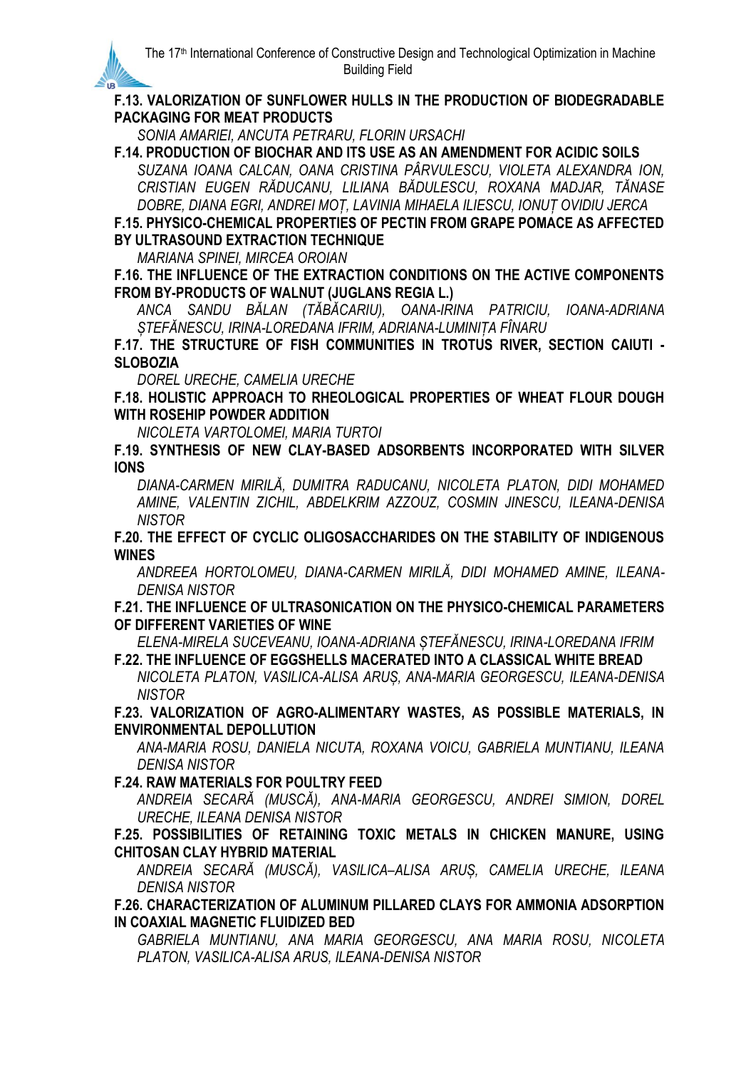**F.13. VALORIZATION OF SUNFLOWER HULLS IN THE PRODUCTION OF BIODEGRADABLE PACKAGING FOR MEAT PRODUCTS**

*SONIA AMARIEI, ANCUTA PETRARU, FLORIN URSACHI*

**F.14. PRODUCTION OF BIOCHAR AND ITS USE AS AN AMENDMENT FOR ACIDIC SOILS**

*SUZANA IOANA CALCAN, OANA CRISTINA PÂRVULESCU, VIOLETA ALEXANDRA ION, CRISTIAN EUGEN RĂDUCANU, LILIANA BĂDULESCU, ROXANA MADJAR, TĂNASE DOBRE, DIANA EGRI, ANDREI MOȚ, LAVINIA MIHAELA ILIESCU, IONUȚ OVIDIU JERCA*

**F.15. PHYSICO-CHEMICAL PROPERTIES OF PECTIN FROM GRAPE POMACE AS AFFECTED BY ULTRASOUND EXTRACTION TECHNIQUE**

*MARIANA SPINEI, MIRCEA OROIAN*

**F.16. THE INFLUENCE OF THE EXTRACTION CONDITIONS ON THE ACTIVE COMPONENTS FROM BY-PRODUCTS OF WALNUT (JUGLANS REGIA L.)**

*ANCA SANDU BĂLAN (TĂBĂCARIU), OANA-IRINA PATRICIU, IOANA-ADRIANA ȘTEFĂNESCU, IRINA-LOREDANA IFRIM, ADRIANA-LUMINIȚA FÎNARU*

**F.17. THE STRUCTURE OF FISH COMMUNITIES IN TROTUS RIVER, SECTION CAIUTI - SLOBOZIA**

*DOREL URECHE, CAMELIA URECHE*

**F.18. HOLISTIC APPROACH TO RHEOLOGICAL PROPERTIES OF WHEAT FLOUR DOUGH WITH ROSEHIP POWDER ADDITION**

*NICOLETA VARTOLOMEI, MARIA TURTOI*

**F.19. SYNTHESIS OF NEW CLAY-BASED ADSORBENTS INCORPORATED WITH SILVER IONS**

*DIANA-CARMEN MIRILĂ, DUMITRA RADUCANU, NICOLETA PLATON, DIDI MOHAMED AMINE, VALENTIN ZICHIL, ABDELKRIM AZZOUZ, COSMIN JINESCU, ILEANA-DENISA NISTOR*

**F.20. THE EFFECT OF CYCLIC OLIGOSACCHARIDES ON THE STABILITY OF INDIGENOUS WINES**

*ANDREEA HORTOLOMEU, DIANA-CARMEN MIRILĂ, DIDI MOHAMED AMINE, ILEANA-DENISA NISTOR*

**F.21. THE INFLUENCE OF ULTRASONICATION ON THE PHYSICO-CHEMICAL PARAMETERS OF DIFFERENT VARIETIES OF WINE**

*ELENA-MIRELA SUCEVEANU, IOANA-ADRIANA ȘTEFĂNESCU, IRINA-LOREDANA IFRIM*

**F.22. THE INFLUENCE OF EGGSHELLS MACERATED INTO A CLASSICAL WHITE BREAD**

*NICOLETA PLATON, VASILICA-ALISA ARUȘ, ANA-MARIA GEORGESCU, ILEANA-DENISA NISTOR*

**F.23. VALORIZATION OF AGRO-ALIMENTARY WASTES, AS POSSIBLE MATERIALS, IN ENVIRONMENTAL DEPOLLUTION**

*ANA-MARIA ROSU, DANIELA NICUTA, ROXANA VOICU, GABRIELA MUNTIANU, ILEANA DENISA NISTOR*

**F.24. RAW MATERIALS FOR POULTRY FEED**

*ANDREIA SECARĂ (MUSCĂ), ANA-MARIA GEORGESCU, ANDREI SIMION, DOREL URECHE, ILEANA DENISA NISTOR*

**F.25. POSSIBILITIES OF RETAINING TOXIC METALS IN CHICKEN MANURE, USING CHITOSAN CLAY HYBRID MATERIAL**

*ANDREIA SECARĂ (MUSCĂ), VASILICA–ALISA ARUȘ, CAMELIA URECHE, ILEANA DENISA NISTOR*

**F.26. CHARACTERIZATION OF ALUMINUM PILLARED CLAYS FOR AMMONIA ADSORPTION IN COAXIAL MAGNETIC FLUIDIZED BED**

*GABRIELA MUNTIANU, ANA MARIA GEORGESCU, ANA MARIA ROSU, NICOLETA PLATON, VASILICA-ALISA ARUS, ILEANA-DENISA NISTOR*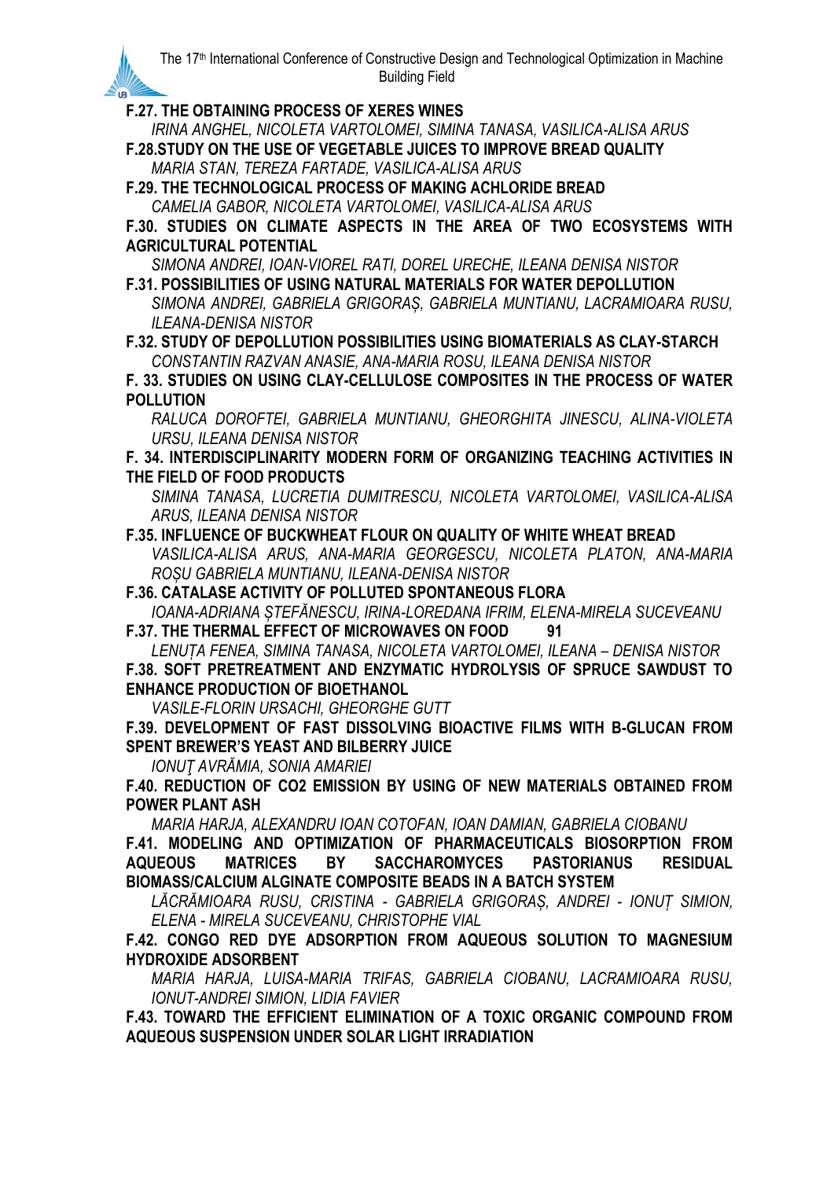**F.27. THE OBTAINING PROCESS OF XERES WINES**

*IRINA ANGHEL, NICOLETA VARTOLOMEI, SIMINA TANASA, VASILICA-ALISA ARUS*

**F.28.STUDY ON THE USE OF VEGETABLE JUICES TO IMPROVE BREAD QUALITY**

*MARIA STAN, TEREZA FARTADE, VASILICA-ALISA ARUS*

**F.29. THE TECHNOLOGICAL PROCESS OF MAKING ACHLORIDE BREAD**

*CAMELIA GABOR, NICOLETA VARTOLOMEI, VASILICA-ALISA ARUS*

**F.30. STUDIES ON CLIMATE ASPECTS IN THE AREA OF TWO ECOSYSTEMS WITH AGRICULTURAL POTENTIAL**

*SIMONA ANDREI, IOAN-VIOREL RATI, DOREL URECHE, ILEANA DENISA NISTOR*

**F.31. POSSIBILITIES OF USING NATURAL MATERIALS FOR WATER DEPOLLUTION**

*SIMONA ANDREI, GABRIELA GRIGORAȘ, GABRIELA MUNTIANU, LACRAMIOARA RUSU, ILEANA-DENISA NISTOR*

**F.32. STUDY OF DEPOLLUTION POSSIBILITIES USING BIOMATERIALS AS CLAY-STARCH**

*CONSTANTIN RAZVAN ANASIE, ANA-MARIA ROSU, ILEANA DENISA NISTOR*

**F. 33. STUDIES ON USING CLAY-CELLULOSE COMPOSITES IN THE PROCESS OF WATER POLLUTION**

*RALUCA DOROFTEI, GABRIELA MUNTIANU, GHEORGHITA JINESCU, ALINA-VIOLETA URSU, ILEANA DENISA NISTOR*

**F. 34. INTERDISCIPLINARITY MODERN FORM OF ORGANIZING TEACHING ACTIVITIES IN THE FIELD OF FOOD PRODUCTS**

*SIMINA TANASA, LUCRETIA DUMITRESCU, NICOLETA VARTOLOMEI, VASILICA-ALISA ARUS, ILEANA DENISA NISTOR*

**F.35. INFLUENCE OF BUCKWHEAT FLOUR ON QUALITY OF WHITE WHEAT BREAD**

*VASILICA-ALISA ARUS, ANA-MARIA GEORGESCU, NICOLETA PLATON, ANA-MARIA ROȘU GABRIELA MUNTIANU, ILEANA-DENISA NISTOR*

**F.36. CATALASE ACTIVITY OF POLLUTED SPONTANEOUS FLORA**

*IOANA-ADRIANA ȘTEFĂNESCU, IRINA-LOREDANA IFRIM, ELENA-MIRELA SUCEVEANU*

**F.37. THE THERMAL EFFECT OF MICROWAVES ON FOOD 91**

*LENUȚA FENEA, SIMINA TANASA, NICOLETA VARTOLOMEI, ILEANA – DENISA NISTOR*

**F.38. SOFT PRETREATMENT AND ENZYMATIC HYDROLYSIS OF SPRUCE SAWDUST TO ENHANCE PRODUCTION OF BIOETHANOL**

*VASILE-FLORIN URSACHI, GHEORGHE GUTT*

**F.39. DEVELOPMENT OF FAST DISSOLVING BIOACTIVE FILMS WITH Β-GLUCAN FROM SPENT BREWER'S YEAST AND BILBERRY JUICE**

*IONUŢ AVRĂMIA, SONIA AMARIEI*

**F.40. REDUCTION OF CO2 EMISSION BY USING OF NEW MATERIALS OBTAINED FROM POWER PLANT ASH**

*MARIA HARJA, ALEXANDRU IOAN COTOFAN, IOAN DAMIAN, GABRIELA CIOBANU*

**F.41. MODELING AND OPTIMIZATION OF PHARMACEUTICALS BIOSORPTION FROM AQUEOUS MATRICES BY SACCHAROMYCES PASTORIANUS RESIDUAL BIOMASS/CALCIUM ALGINATE COMPOSITE BEADS IN A BATCH SYSTEM**

*LĂCRĂMIOARA RUSU, CRISTINA - GABRIELA GRIGORAȘ, ANDREI - IONUȚ SIMION, ELENA - MIRELA SUCEVEANU, CHRISTOPHE VIAL*

**F.42. CONGO RED DYE ADSORPTION FROM AQUEOUS SOLUTION TO MAGNESIUM HYDROXIDE ADSORBENT**

*MARIA HARJA, LUISA-MARIA TRIFAS, GABRIELA CIOBANU, LACRAMIOARA RUSU, IONUT-ANDREI SIMION, LIDIA FAVIER*

**F.43. TOWARD THE EFFICIENT ELIMINATION OF A TOXIC ORGANIC COMPOUND FROM AQUEOUS SUSPENSION UNDER SOLAR LIGHT IRRADIATION**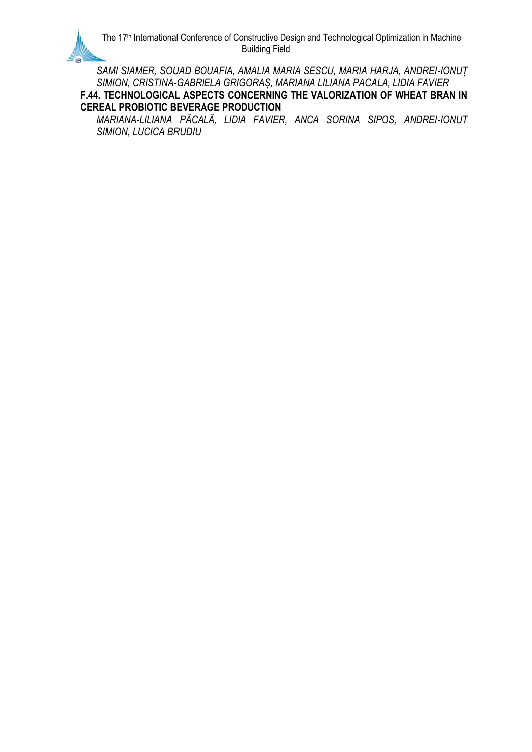*SAMI SIAMER, SOUAD BOUAFIA, AMALIA MARIA SESCU, MARIA HARJA, ANDREI-IONUȚ SIMION, CRISTINA-GABRIELA GRIGORAȘ, MARIANA LILIANA PACALA, LIDIA FAVIER*

**F.44. TECHNOLOGICAL ASPECTS CONCERNING THE VALORIZATION OF WHEAT BRAN IN CEREAL PROBIOTIC BEVERAGE PRODUCTION**

*MARIANA-LILIANA PĂCALĂ, LIDIA FAVIER, ANCA SORINA SIPOS, ANDREI-IONUT SIMION, LUCICA BRUDIU*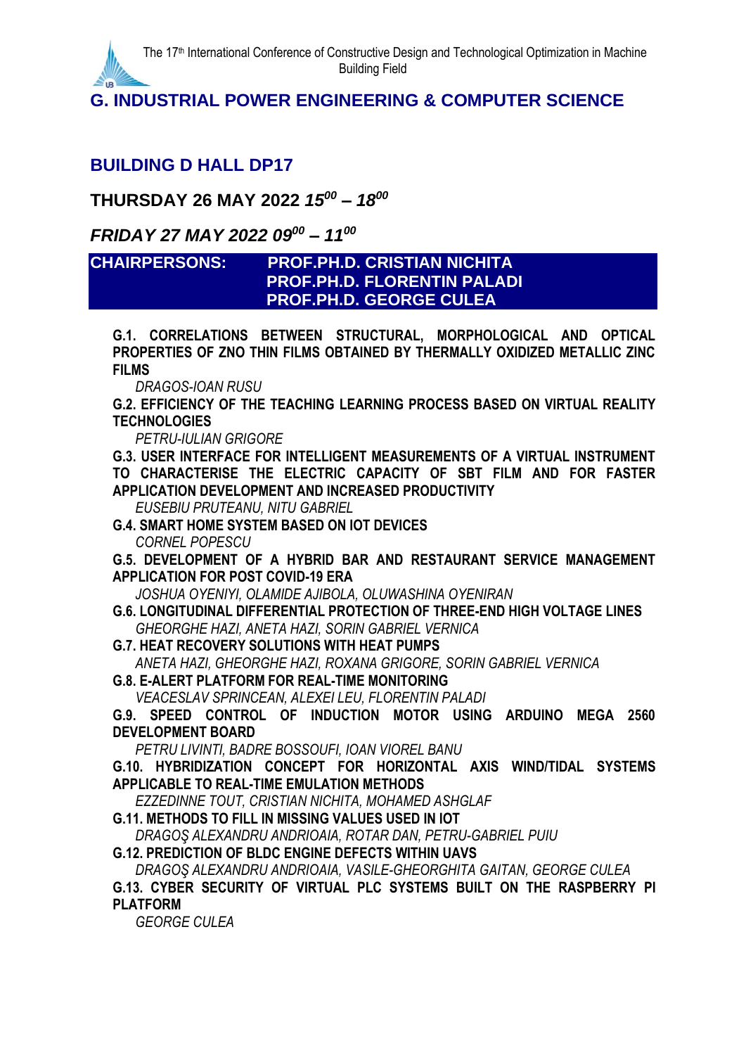## G. INDUSTRIAL POWER ENGINEERING & COMPUTER SCIENCE

### BUILDING D HALL DP17

### THURSDAY 26 MAY 2022 *$15^{00}$ – $18^{00}$*

### *FRIDAY 27 MAY 2022 $09^{00}$ – $11^{00}$*

**CHAIRPERSONS: PROF.PH.D. CRISTIAN NICHITA**
**PROF.PH.D. FLORENTIN PALADI**
**PROF.PH.D. GEORGE CULEA**

**G.1. CORRELATIONS BETWEEN STRUCTURAL, MORPHOLOGICAL AND OPTICAL PROPERTIES OF ZNO THIN FILMS OBTAINED BY THERMALLY OXIDIZED METALLIC ZINC FILMS**
*DRAGOS-IOAN RUSU*

**G.2. EFFICIENCY OF THE TEACHING LEARNING PROCESS BASED ON VIRTUAL REALITY TECHNOLOGIES**
*PETRU-IULIAN GRIGORE*

**G.3. USER INTERFACE FOR INTELLIGENT MEASUREMENTS OF A VIRTUAL INSTRUMENT TO CHARACTERISE THE ELECTRIC CAPACITY OF SBT FILM AND FOR FASTER APPLICATION DEVELOPMENT AND INCREASED PRODUCTIVITY**
*EUSEBIU PRUTEANU, NITU GABRIEL*

**G.4. SMART HOME SYSTEM BASED ON IOT DEVICES**
*CORNEL POPESCU*

**G.5. DEVELOPMENT OF A HYBRID BAR AND RESTAURANT SERVICE MANAGEMENT APPLICATION FOR POST COVID-19 ERA**
*JOSHUA OYENIYI, OLAMIDE AJIBOLA, OLUWASHINA OYENIRAN*

**G.6. LONGITUDINAL DIFFERENTIAL PROTECTION OF THREE-END HIGH VOLTAGE LINES**
*GHEORGHE HAZI, ANETA HAZI, SORIN GABRIEL VERNICA*

**G.7. HEAT RECOVERY SOLUTIONS WITH HEAT PUMPS**
*ANETA HAZI, GHEORGHE HAZI, ROXANA GRIGORE, SORIN GABRIEL VERNICA*

**G.8. E-ALERT PLATFORM FOR REAL-TIME MONITORING**
*VEACESLAV SPRINCEAN, ALEXEI LEU, FLORENTIN PALADI*

**G.9. SPEED CONTROL OF INDUCTION MOTOR USING ARDUINO MEGA 2560 DEVELOPMENT BOARD**
*PETRU LIVINTI, BADRE BOSSOUFI, IOAN VIOREL BANU*

**G.10. HYBRIDIZATION CONCEPT FOR HORIZONTAL AXIS WIND/TIDAL SYSTEMS APPLICABLE TO REAL-TIME EMULATION METHODS**
*EZZEDINNE TOUT, CRISTIAN NICHITA, MOHAMED ASHGLAF*

**G.11. METHODS TO FILL IN MISSING VALUES USED IN IOT**
*DRAGOŞ ALEXANDRU ANDRIOAIA, ROTAR DAN, PETRU-GABRIEL PUIU*

**G.12. PREDICTION OF BLDC ENGINE DEFECTS WITHIN UAVS**
*DRAGOŞ ALEXANDRU ANDRIOAIA, VASILE-GHEORGHITA GAITAN, GEORGE CULEA*

**G.13. CYBER SECURITY OF VIRTUAL PLC SYSTEMS BUILT ON THE RASPBERRY PI PLATFORM**
*GEORGE CULEA*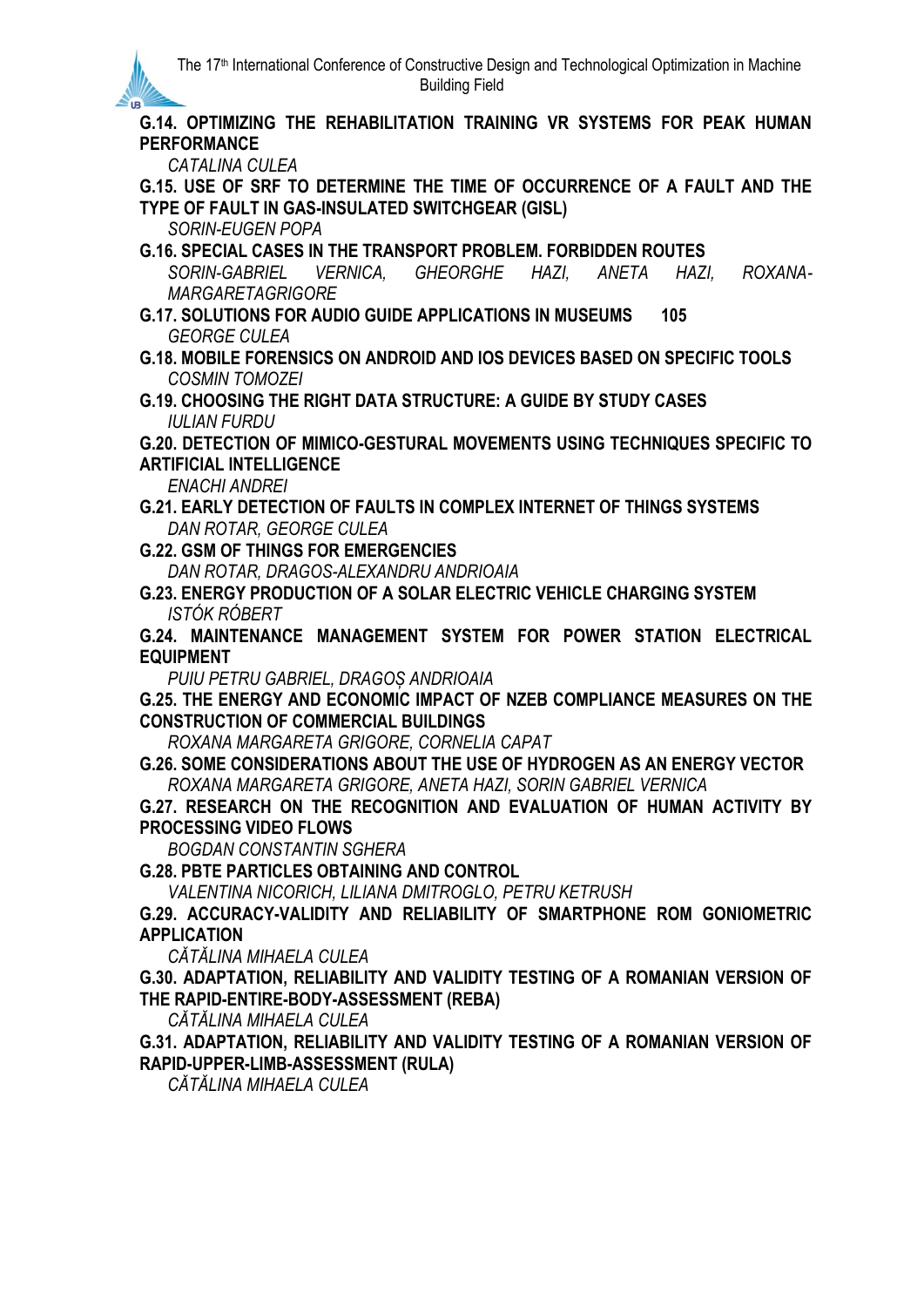**G.14. OPTIMIZING THE REHABILITATION TRAINING VR SYSTEMS FOR PEAK HUMAN PERFORMANCE**

*CATALINA CULEA*

**G.15. USE OF SRF TO DETERMINE THE TIME OF OCCURRENCE OF A FAULT AND THE TYPE OF FAULT IN GAS-INSULATED SWITCHGEAR (GISL)**

*SORIN-EUGEN POPA*

**G.16. SPECIAL CASES IN THE TRANSPORT PROBLEM. FORBIDDEN ROUTES**

*SORIN-GABRIEL VERNICA, GHEORGHE HAZI, ANETA HAZI, ROXANA-MARGARETAGRIGORE*

**G.17. SOLUTIONS FOR AUDIO GUIDE APPLICATIONS IN MUSEUMS 105**

*GEORGE CULEA*

**G.18. MOBILE FORENSICS ON ANDROID AND IOS DEVICES BASED ON SPECIFIC TOOLS**

*COSMIN TOMOZEI*

**G.19. CHOOSING THE RIGHT DATA STRUCTURE: A GUIDE BY STUDY CASES**

*IULIAN FURDU*

**G.20. DETECTION OF MIMICO-GESTURAL MOVEMENTS USING TECHNIQUES SPECIFIC TO ARTIFICIAL INTELLIGENCE**

*ENACHI ANDREI*

**G.21. EARLY DETECTION OF FAULTS IN COMPLEX INTERNET OF THINGS SYSTEMS**

*DAN ROTAR, GEORGE CULEA*

**G.22. GSM OF THINGS FOR EMERGENCIES**

*DAN ROTAR, DRAGOS-ALEXANDRU ANDRIOAIA*

**G.23. ENERGY PRODUCTION OF A SOLAR ELECTRIC VEHICLE CHARGING SYSTEM**

*ISTÓK RÓBERT*

**G.24. MAINTENANCE MANAGEMENT SYSTEM FOR POWER STATION ELECTRICAL EQUIPMENT**

*PUIU PETRU GABRIEL, DRAGOȘ ANDRIOAIA*

**G.25. THE ENERGY AND ECONOMIC IMPACT OF NZEB COMPLIANCE MEASURES ON THE CONSTRUCTION OF COMMERCIAL BUILDINGS**

*ROXANA MARGARETA GRIGORE, CORNELIA CAPAT*

**G.26. SOME CONSIDERATIONS ABOUT THE USE OF HYDROGEN AS AN ENERGY VECTOR**

*ROXANA MARGARETA GRIGORE, ANETA HAZI, SORIN GABRIEL VERNICA*

**G.27. RESEARCH ON THE RECOGNITION AND EVALUATION OF HUMAN ACTIVITY BY PROCESSING VIDEO FLOWS**

*BOGDAN CONSTANTIN SGHERA*

**G.28. PBTE PARTICLES OBTAINING AND CONTROL**

*VALENTINA NICORICH, LILIANA DMITROGLO, PETRU KETRUSH*

**G.29. ACCURACY-VALIDITY AND RELIABILITY OF SMARTPHONE ROM GONIOMETRIC APPLICATION**

*CĂTĂLINA MIHAELA CULEA*

**G.30. ADAPTATION, RELIABILITY AND VALIDITY TESTING OF A ROMANIAN VERSION OF THE RAPID-ENTIRE-BODY-ASSESSMENT (REBA)**

*CĂTĂLINA MIHAELA CULEA*

**G.31. ADAPTATION, RELIABILITY AND VALIDITY TESTING OF A ROMANIAN VERSION OF RAPID-UPPER-LIMB-ASSESSMENT (RULA)**

*CĂTĂLINA MIHAELA CULEA*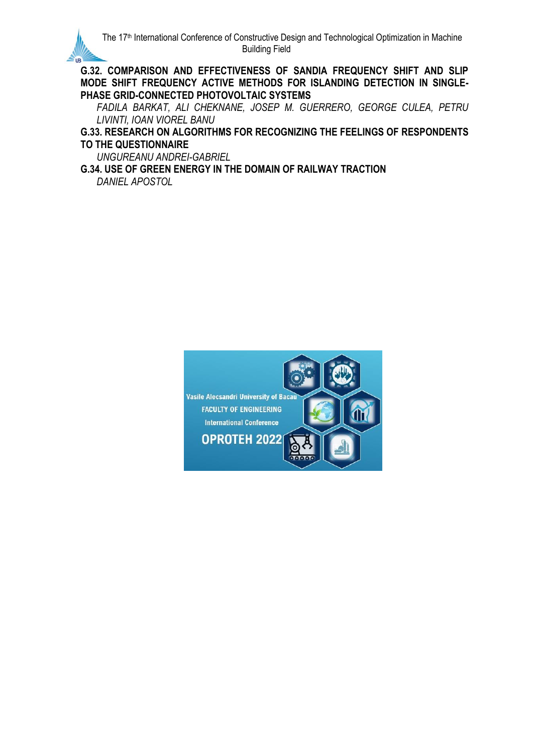**G.32. COMPARISON AND EFFECTIVENESS OF SANDIA FREQUENCY SHIFT AND SLIP MODE SHIFT FREQUENCY ACTIVE METHODS FOR ISLANDING DETECTION IN SINGLE-PHASE GRID-CONNECTED PHOTOVOLTAIC SYSTEMS**

*FADILA BARKAT, ALI CHEKNANE, JOSEP M. GUERRERO, GEORGE CULEA, PETRU LIVINTI, IOAN VIOREL BANU*

**G.33. RESEARCH ON ALGORITHMS FOR RECOGNIZING THE FEELINGS OF RESPONDENTS TO THE QUESTIONNAIRE**

*UNGUREANU ANDREI-GABRIEL*

**G.34. USE OF GREEN ENERGY IN THE DOMAIN OF RAILWAY TRACTION**

*DANIEL APOSTOL*

Vasile Alecsandri University of Bacau

FACULTY OF ENGINEERING

International Conference

OPROTEH 2022